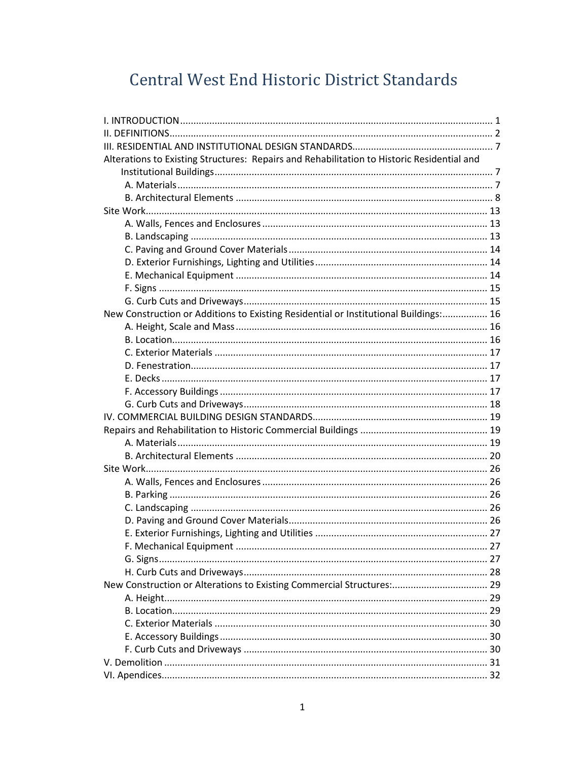# Central West End Historic District Standards

I. INTRODUCTION .................................................. 1
II. DEFINITIONS .................................................. 2
III. RESIDENTIAL AND INSTITUTIONAL DESIGN STANDARDS .................................................. 7
Alterations to Existing Structures: Repairs and Rehabilitation to Historic Residential and Institutional Buildings .................................................. 7
- A. Materials .................................................. 7
- B. Architectural Elements .................................................. 8

Site Work .................................................. 13
- A. Walls, Fences and Enclosures .................................................. 13
- B. Landscaping .................................................. 13
- C. Paving and Ground Cover Materials .................................................. 14
- D. Exterior Furnishings, Lighting and Utilities .................................................. 14
- E. Mechanical Equipment .................................................. 14
- F. Signs .................................................. 15
- G. Curb Cuts and Driveways .................................................. 15

New Construction or Additions to Existing Residential or Institutional Buildings: .................................................. 16
- A. Height, Scale and Mass .................................................. 16
- B. Location .................................................. 16
- C. Exterior Materials .................................................. 17
- D. Fenestration .................................................. 17
- E. Decks .................................................. 17
- F. Accessory Buildings .................................................. 17
- G. Curb Cuts and Driveways .................................................. 18

IV. COMMERCIAL BUILDING DESIGN STANDARDS .................................................. 19
Repairs and Rehabilitation to Historic Commercial Buildings .................................................. 19
- A. Materials .................................................. 19
- B. Architectural Elements .................................................. 20

Site Work .................................................. 26
- A. Walls, Fences and Enclosures .................................................. 26
- B. Parking .................................................. 26
- C. Landscaping .................................................. 26
- D. Paving and Ground Cover Materials .................................................. 26
- E. Exterior Furnishings, Lighting and Utilities .................................................. 27
- F. Mechanical Equipment .................................................. 27
- G. Signs .................................................. 27
- H. Curb Cuts and Driveways .................................................. 28

New Construction or Alterations to Existing Commercial Structures: .................................................. 29
- A. Height .................................................. 29
- B. Location .................................................. 29
- C. Exterior Materials .................................................. 30
- E. Accessory Buildings .................................................. 30
- F. Curb Cuts and Driveways .................................................. 30

V. Demolition .................................................. 31
VI. Apendices .................................................. 32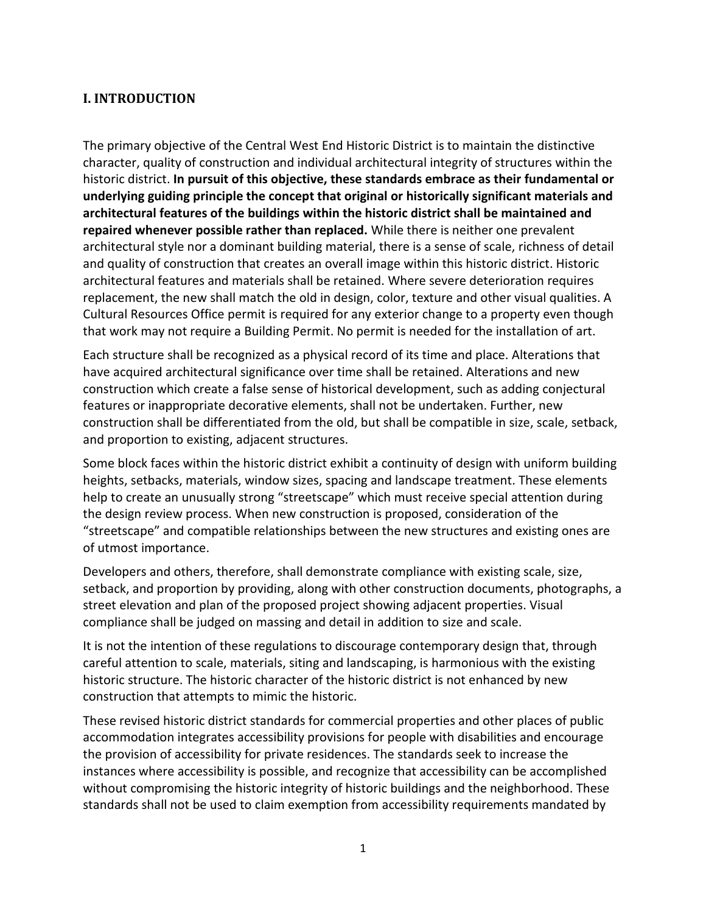## I. INTRODUCTION

The primary objective of the Central West End Historic District is to maintain the distinctive character, quality of construction and individual architectural integrity of structures within the historic district. **In pursuit of this objective, these standards embrace as their fundamental or underlying guiding principle the concept that original or historically significant materials and architectural features of the buildings within the historic district shall be maintained and repaired whenever possible rather than replaced.** While there is neither one prevalent architectural style nor a dominant building material, there is a sense of scale, richness of detail and quality of construction that creates an overall image within this historic district. Historic architectural features and materials shall be retained. Where severe deterioration requires replacement, the new shall match the old in design, color, texture and other visual qualities. A Cultural Resources Office permit is required for any exterior change to a property even though that work may not require a Building Permit. No permit is needed for the installation of art.

Each structure shall be recognized as a physical record of its time and place. Alterations that have acquired architectural significance over time shall be retained. Alterations and new construction which create a false sense of historical development, such as adding conjectural features or inappropriate decorative elements, shall not be undertaken. Further, new construction shall be differentiated from the old, but shall be compatible in size, scale, setback, and proportion to existing, adjacent structures.

Some block faces within the historic district exhibit a continuity of design with uniform building heights, setbacks, materials, window sizes, spacing and landscape treatment. These elements help to create an unusually strong "streetscape" which must receive special attention during the design review process. When new construction is proposed, consideration of the "streetscape" and compatible relationships between the new structures and existing ones are of utmost importance.

Developers and others, therefore, shall demonstrate compliance with existing scale, size, setback, and proportion by providing, along with other construction documents, photographs, a street elevation and plan of the proposed project showing adjacent properties. Visual compliance shall be judged on massing and detail in addition to size and scale.

It is not the intention of these regulations to discourage contemporary design that, through careful attention to scale, materials, siting and landscaping, is harmonious with the existing historic structure. The historic character of the historic district is not enhanced by new construction that attempts to mimic the historic.

These revised historic district standards for commercial properties and other places of public accommodation integrates accessibility provisions for people with disabilities and encourage the provision of accessibility for private residences. The standards seek to increase the instances where accessibility is possible, and recognize that accessibility can be accomplished without compromising the historic integrity of historic buildings and the neighborhood. These standards shall not be used to claim exemption from accessibility requirements mandated by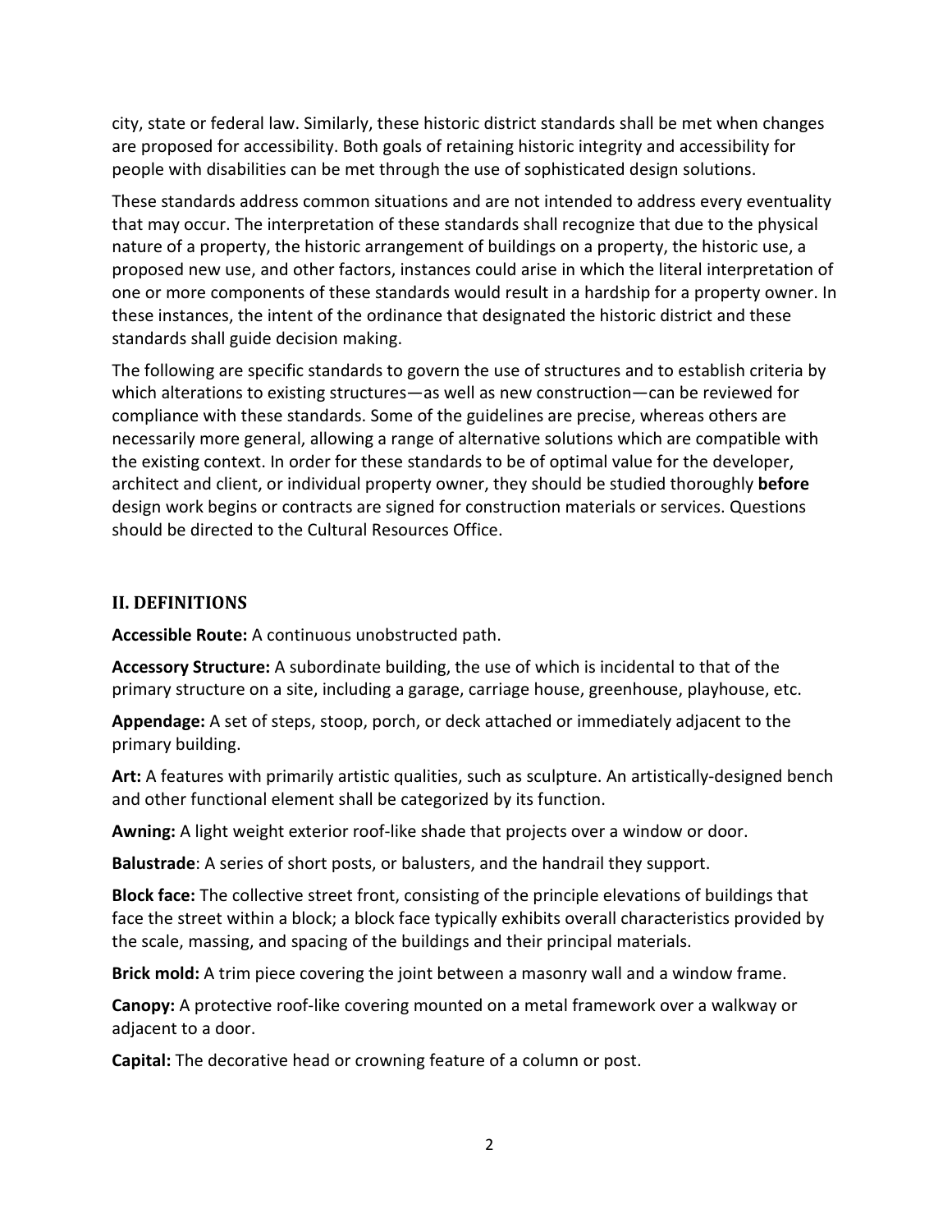city, state or federal law. Similarly, these historic district standards shall be met when changes are proposed for accessibility. Both goals of retaining historic integrity and accessibility for people with disabilities can be met through the use of sophisticated design solutions.

These standards address common situations and are not intended to address every eventuality that may occur. The interpretation of these standards shall recognize that due to the physical nature of a property, the historic arrangement of buildings on a property, the historic use, a proposed new use, and other factors, instances could arise in which the literal interpretation of one or more components of these standards would result in a hardship for a property owner. In these instances, the intent of the ordinance that designated the historic district and these standards shall guide decision making.

The following are specific standards to govern the use of structures and to establish criteria by which alterations to existing structures—as well as new construction—can be reviewed for compliance with these standards. Some of the guidelines are precise, whereas others are necessarily more general, allowing a range of alternative solutions which are compatible with the existing context. In order for these standards to be of optimal value for the developer, architect and client, or individual property owner, they should be studied thoroughly **before** design work begins or contracts are signed for construction materials or services. Questions should be directed to the Cultural Resources Office.

## II. DEFINITIONS

**Accessible Route:** A continuous unobstructed path.

**Accessory Structure:** A subordinate building, the use of which is incidental to that of the primary structure on a site, including a garage, carriage house, greenhouse, playhouse, etc.

**Appendage:** A set of steps, stoop, porch, or deck attached or immediately adjacent to the primary building.

**Art:** A features with primarily artistic qualities, such as sculpture. An artistically-designed bench and other functional element shall be categorized by its function.

**Awning:** A light weight exterior roof-like shade that projects over a window or door.

**Balustrade**: A series of short posts, or balusters, and the handrail they support.

**Block face:** The collective street front, consisting of the principle elevations of buildings that face the street within a block; a block face typically exhibits overall characteristics provided by the scale, massing, and spacing of the buildings and their principal materials.

**Brick mold:** A trim piece covering the joint between a masonry wall and a window frame.

**Canopy:** A protective roof-like covering mounted on a metal framework over a walkway or adjacent to a door.

**Capital:** The decorative head or crowning feature of a column or post.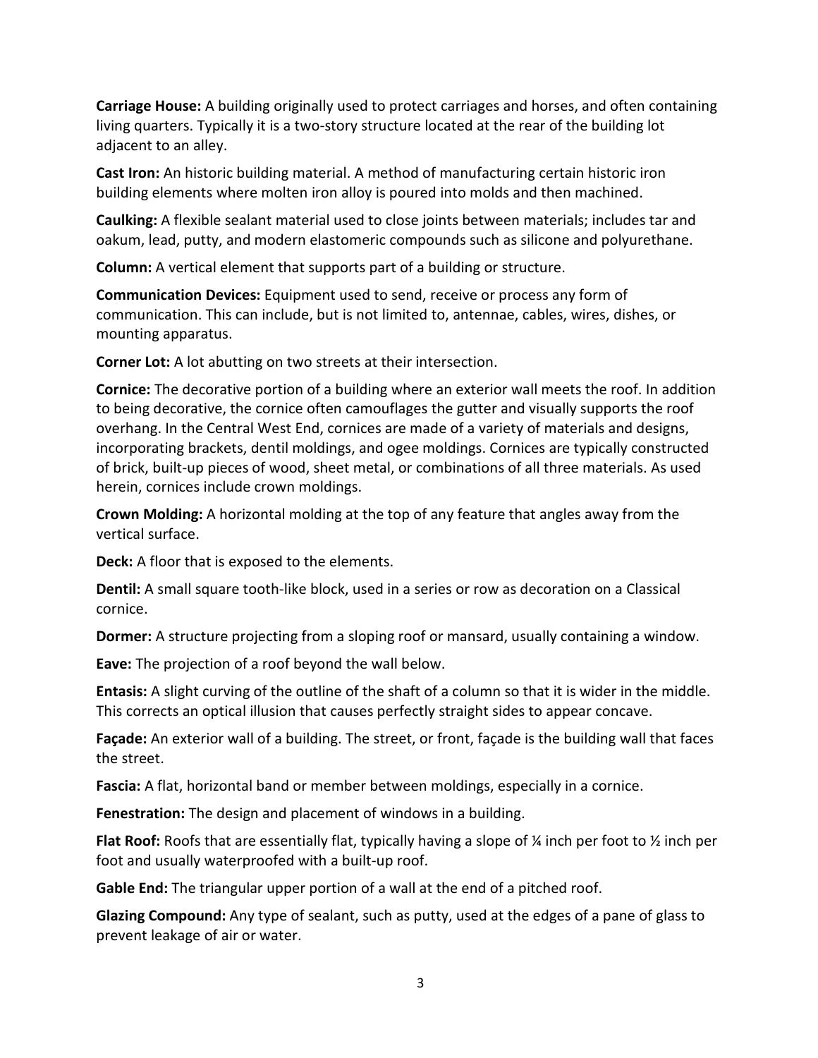**Carriage House:** A building originally used to protect carriages and horses, and often containing living quarters. Typically it is a two-story structure located at the rear of the building lot adjacent to an alley.

**Cast Iron:** An historic building material. A method of manufacturing certain historic iron building elements where molten iron alloy is poured into molds and then machined.

**Caulking:** A flexible sealant material used to close joints between materials; includes tar and oakum, lead, putty, and modern elastomeric compounds such as silicone and polyurethane.

**Column:** A vertical element that supports part of a building or structure.

**Communication Devices:** Equipment used to send, receive or process any form of communication. This can include, but is not limited to, antennae, cables, wires, dishes, or mounting apparatus.

**Corner Lot:** A lot abutting on two streets at their intersection.

**Cornice:** The decorative portion of a building where an exterior wall meets the roof. In addition to being decorative, the cornice often camouflages the gutter and visually supports the roof overhang. In the Central West End, cornices are made of a variety of materials and designs, incorporating brackets, dentil moldings, and ogee moldings. Cornices are typically constructed of brick, built-up pieces of wood, sheet metal, or combinations of all three materials. As used herein, cornices include crown moldings.

**Crown Molding:** A horizontal molding at the top of any feature that angles away from the vertical surface.

**Deck:** A floor that is exposed to the elements.

**Dentil:** A small square tooth-like block, used in a series or row as decoration on a Classical cornice.

**Dormer:** A structure projecting from a sloping roof or mansard, usually containing a window.

**Eave:** The projection of a roof beyond the wall below.

**Entasis:** A slight curving of the outline of the shaft of a column so that it is wider in the middle. This corrects an optical illusion that causes perfectly straight sides to appear concave.

**Façade:** An exterior wall of a building. The street, or front, façade is the building wall that faces the street.

**Fascia:** A flat, horizontal band or member between moldings, especially in a cornice.

**Fenestration:** The design and placement of windows in a building.

**Flat Roof:** Roofs that are essentially flat, typically having a slope of ¼ inch per foot to ½ inch per foot and usually waterproofed with a built-up roof.

**Gable End:** The triangular upper portion of a wall at the end of a pitched roof.

**Glazing Compound:** Any type of sealant, such as putty, used at the edges of a pane of glass to prevent leakage of air or water.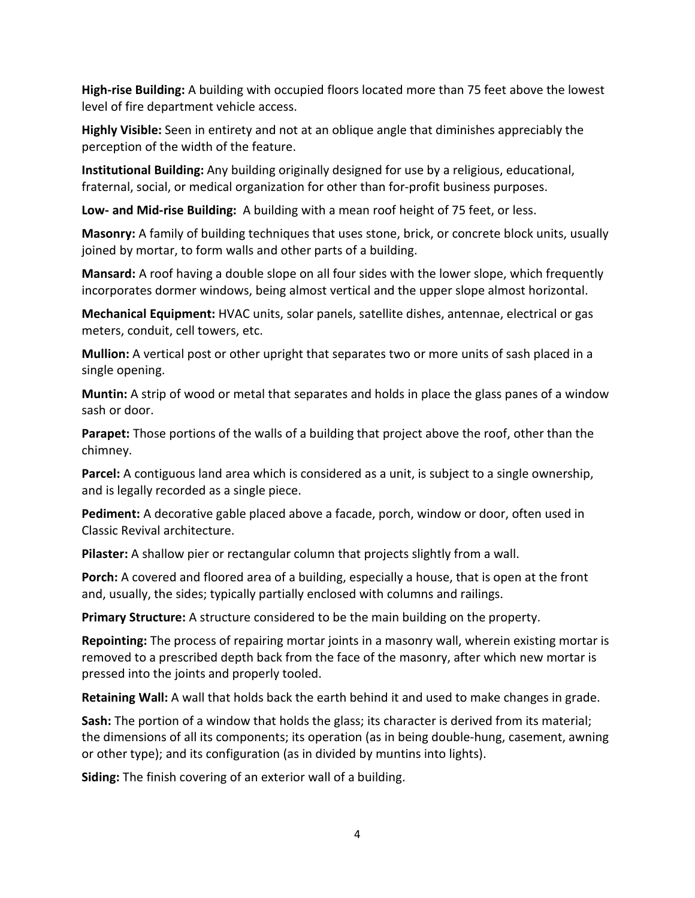**High-rise Building:** A building with occupied floors located more than 75 feet above the lowest level of fire department vehicle access.

**Highly Visible:** Seen in entirety and not at an oblique angle that diminishes appreciably the perception of the width of the feature.

**Institutional Building:** Any building originally designed for use by a religious, educational, fraternal, social, or medical organization for other than for-profit business purposes.

**Low- and Mid-rise Building:** A building with a mean roof height of 75 feet, or less.

**Masonry:** A family of building techniques that uses stone, brick, or concrete block units, usually joined by mortar, to form walls and other parts of a building.

**Mansard:** A roof having a double slope on all four sides with the lower slope, which frequently incorporates dormer windows, being almost vertical and the upper slope almost horizontal.

**Mechanical Equipment:** HVAC units, solar panels, satellite dishes, antennae, electrical or gas meters, conduit, cell towers, etc.

**Mullion:** A vertical post or other upright that separates two or more units of sash placed in a single opening.

**Muntin:** A strip of wood or metal that separates and holds in place the glass panes of a window sash or door.

**Parapet:** Those portions of the walls of a building that project above the roof, other than the chimney.

**Parcel:** A contiguous land area which is considered as a unit, is subject to a single ownership, and is legally recorded as a single piece.

**Pediment:** A decorative gable placed above a facade, porch, window or door, often used in Classic Revival architecture.

**Pilaster:** A shallow pier or rectangular column that projects slightly from a wall.

**Porch:** A covered and floored area of a building, especially a house, that is open at the front and, usually, the sides; typically partially enclosed with columns and railings.

**Primary Structure:** A structure considered to be the main building on the property.

**Repointing:** The process of repairing mortar joints in a masonry wall, wherein existing mortar is removed to a prescribed depth back from the face of the masonry, after which new mortar is pressed into the joints and properly tooled.

**Retaining Wall:** A wall that holds back the earth behind it and used to make changes in grade.

**Sash:** The portion of a window that holds the glass; its character is derived from its material; the dimensions of all its components; its operation (as in being double-hung, casement, awning or other type); and its configuration (as in divided by muntins into lights).

**Siding:** The finish covering of an exterior wall of a building.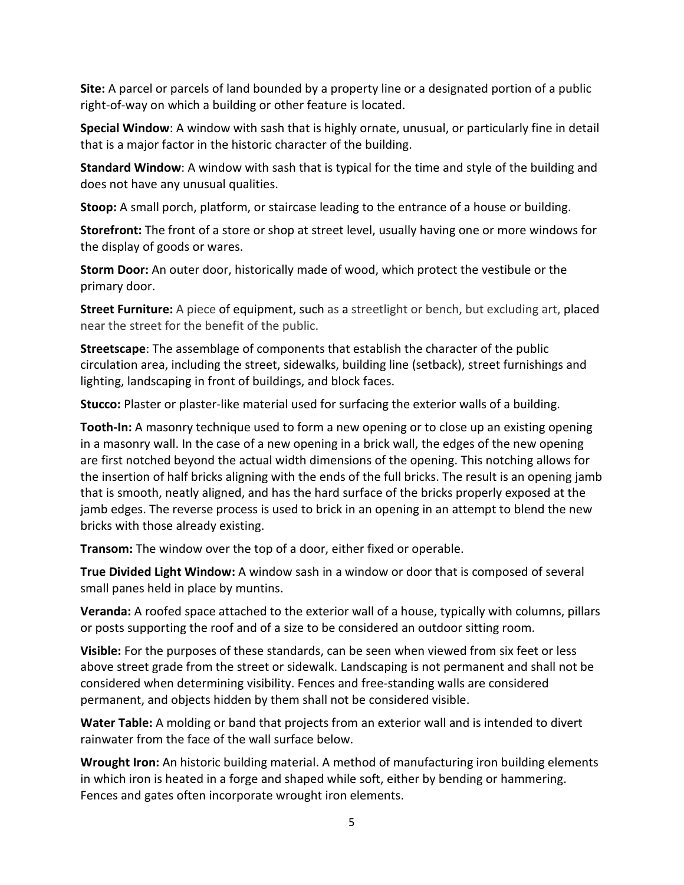**Site:** A parcel or parcels of land bounded by a property line or a designated portion of a public right-of-way on which a building or other feature is located.

**Special Window**: A window with sash that is highly ornate, unusual, or particularly fine in detail that is a major factor in the historic character of the building.

**Standard Window**: A window with sash that is typical for the time and style of the building and does not have any unusual qualities.

**Stoop:** A small porch, platform, or staircase leading to the entrance of a house or building.

**Storefront:** The front of a store or shop at street level, usually having one or more windows for the display of goods or wares.

**Storm Door:** An outer door, historically made of wood, which protect the vestibule or the primary door.

**Street Furniture:** A piece of equipment, such as a streetlight or bench, but excluding art, placed near the street for the benefit of the public.

**Streetscape**: The assemblage of components that establish the character of the public circulation area, including the street, sidewalks, building line (setback), street furnishings and lighting, landscaping in front of buildings, and block faces.

**Stucco:** Plaster or plaster-like material used for surfacing the exterior walls of a building.

**Tooth-In:** A masonry technique used to form a new opening or to close up an existing opening in a masonry wall. In the case of a new opening in a brick wall, the edges of the new opening are first notched beyond the actual width dimensions of the opening. This notching allows for the insertion of half bricks aligning with the ends of the full bricks. The result is an opening jamb that is smooth, neatly aligned, and has the hard surface of the bricks properly exposed at the jamb edges. The reverse process is used to brick in an opening in an attempt to blend the new bricks with those already existing.

**Transom:** The window over the top of a door, either fixed or operable.

**True Divided Light Window:** A window sash in a window or door that is composed of several small panes held in place by muntins.

**Veranda:** A roofed space attached to the exterior wall of a house, typically with columns, pillars or posts supporting the roof and of a size to be considered an outdoor sitting room.

**Visible:** For the purposes of these standards, can be seen when viewed from six feet or less above street grade from the street or sidewalk. Landscaping is not permanent and shall not be considered when determining visibility. Fences and free-standing walls are considered permanent, and objects hidden by them shall not be considered visible.

**Water Table:** A molding or band that projects from an exterior wall and is intended to divert rainwater from the face of the wall surface below.

**Wrought Iron:** An historic building material. A method of manufacturing iron building elements in which iron is heated in a forge and shaped while soft, either by bending or hammering. Fences and gates often incorporate wrought iron elements.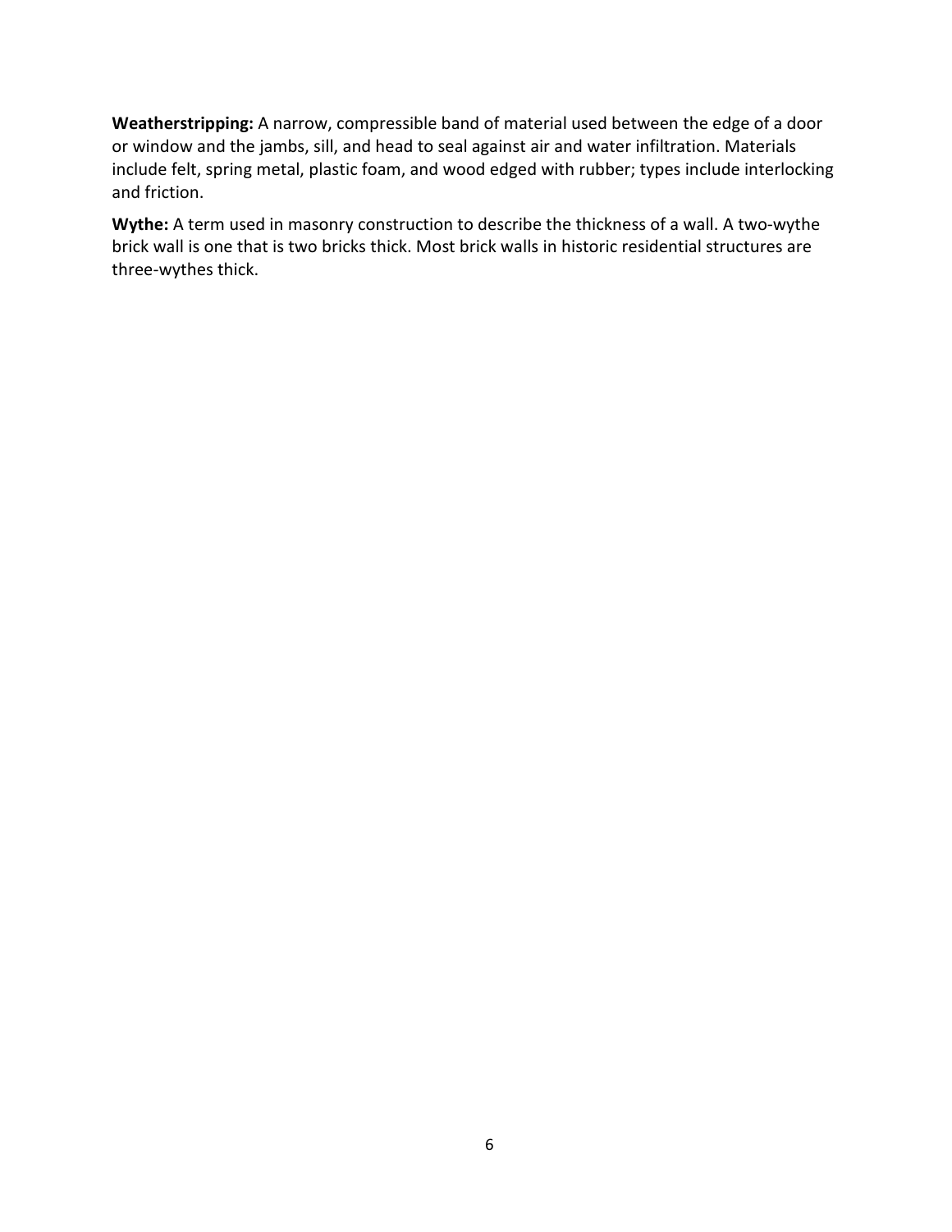**Weatherstripping:** A narrow, compressible band of material used between the edge of a door or window and the jambs, sill, and head to seal against air and water infiltration. Materials include felt, spring metal, plastic foam, and wood edged with rubber; types include interlocking and friction.

**Wythe:** A term used in masonry construction to describe the thickness of a wall. A two-wythe brick wall is one that is two bricks thick. Most brick walls in historic residential structures are three-wythes thick.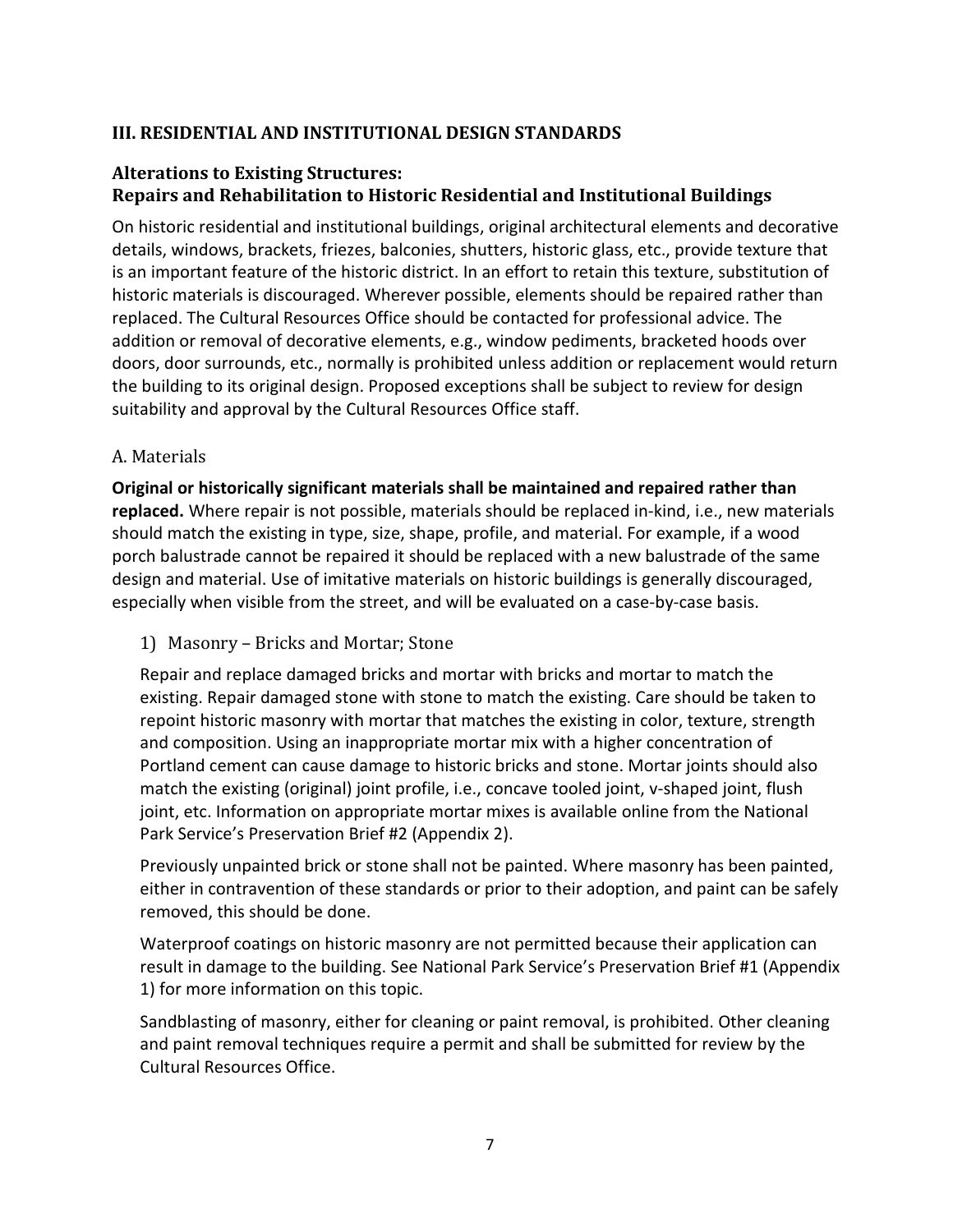## III. RESIDENTIAL AND INSTITUTIONAL DESIGN STANDARDS

### Alterations to Existing Structures: Repairs and Rehabilitation to Historic Residential and Institutional Buildings

On historic residential and institutional buildings, original architectural elements and decorative details, windows, brackets, friezes, balconies, shutters, historic glass, etc., provide texture that is an important feature of the historic district. In an effort to retain this texture, substitution of historic materials is discouraged. Wherever possible, elements should be repaired rather than replaced. The Cultural Resources Office should be contacted for professional advice. The addition or removal of decorative elements, e.g., window pediments, bracketed hoods over doors, door surrounds, etc., normally is prohibited unless addition or replacement would return the building to its original design. Proposed exceptions shall be subject to review for design suitability and approval by the Cultural Resources Office staff.

#### A. Materials

**Original or historically significant materials shall be maintained and repaired rather than replaced.** Where repair is not possible, materials should be replaced in-kind, i.e., new materials should match the existing in type, size, shape, profile, and material. For example, if a wood porch balustrade cannot be repaired it should be replaced with a new balustrade of the same design and material. Use of imitative materials on historic buildings is generally discouraged, especially when visible from the street, and will be evaluated on a case-by-case basis.

1) Masonry – Bricks and Mortar; Stone

Repair and replace damaged bricks and mortar with bricks and mortar to match the existing. Repair damaged stone with stone to match the existing. Care should be taken to repoint historic masonry with mortar that matches the existing in color, texture, strength and composition. Using an inappropriate mortar mix with a higher concentration of Portland cement can cause damage to historic bricks and stone. Mortar joints should also match the existing (original) joint profile, i.e., concave tooled joint, v-shaped joint, flush joint, etc. Information on appropriate mortar mixes is available online from the National Park Service's Preservation Brief #2 (Appendix 2).

Previously unpainted brick or stone shall not be painted. Where masonry has been painted, either in contravention of these standards or prior to their adoption, and paint can be safely removed, this should be done.

Waterproof coatings on historic masonry are not permitted because their application can result in damage to the building. See National Park Service's Preservation Brief #1 (Appendix 1) for more information on this topic.

Sandblasting of masonry, either for cleaning or paint removal, is prohibited. Other cleaning and paint removal techniques require a permit and shall be submitted for review by the Cultural Resources Office.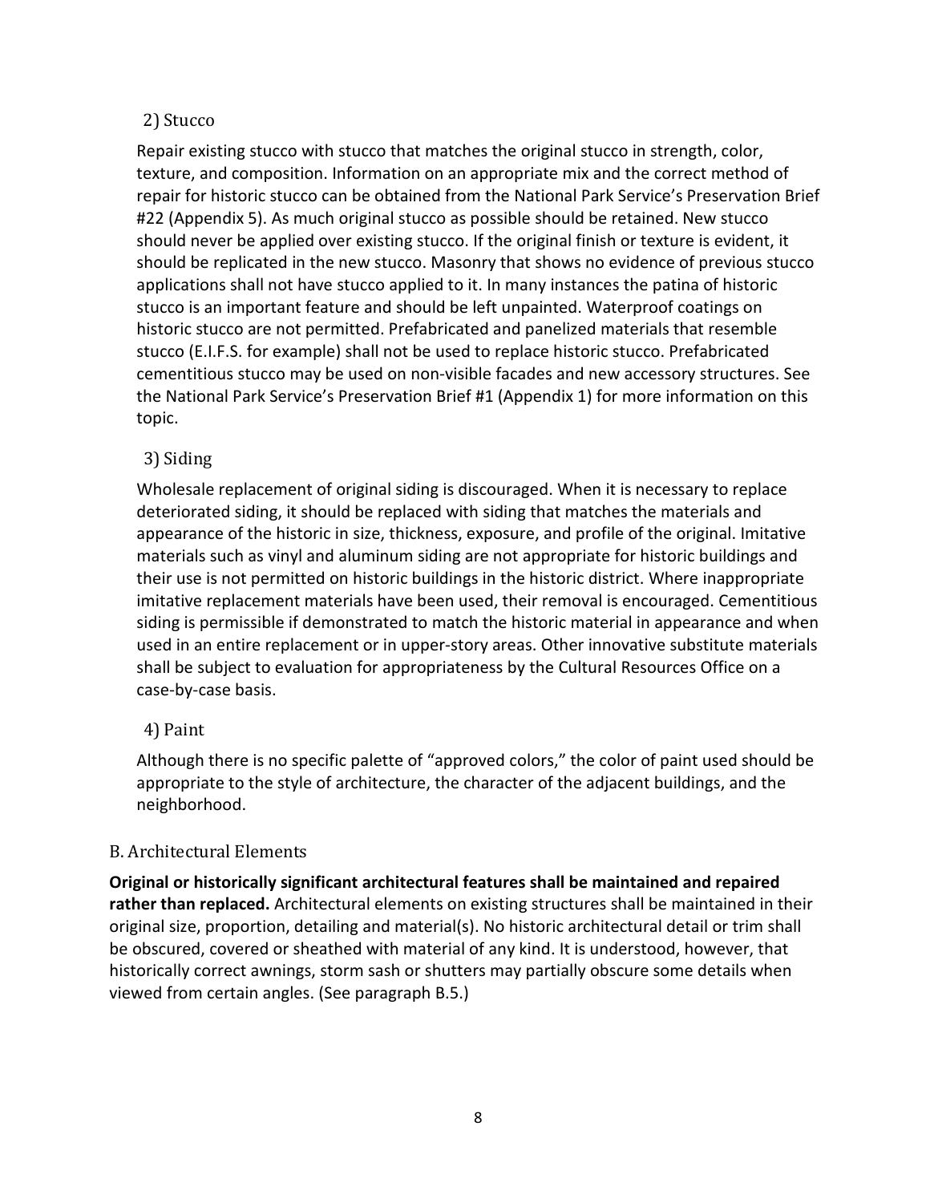### 2) Stucco

Repair existing stucco with stucco that matches the original stucco in strength, color, texture, and composition. Information on an appropriate mix and the correct method of repair for historic stucco can be obtained from the National Park Service's Preservation Brief #22 (Appendix 5). As much original stucco as possible should be retained. New stucco should never be applied over existing stucco. If the original finish or texture is evident, it should be replicated in the new stucco. Masonry that shows no evidence of previous stucco applications shall not have stucco applied to it. In many instances the patina of historic stucco is an important feature and should be left unpainted. Waterproof coatings on historic stucco are not permitted. Prefabricated and panelized materials that resemble stucco (E.I.F.S. for example) shall not be used to replace historic stucco. Prefabricated cementitious stucco may be used on non-visible facades and new accessory structures. See the National Park Service's Preservation Brief #1 (Appendix 1) for more information on this topic.

### 3) Siding

Wholesale replacement of original siding is discouraged. When it is necessary to replace deteriorated siding, it should be replaced with siding that matches the materials and appearance of the historic in size, thickness, exposure, and profile of the original. Imitative materials such as vinyl and aluminum siding are not appropriate for historic buildings and their use is not permitted on historic buildings in the historic district. Where inappropriate imitative replacement materials have been used, their removal is encouraged. Cementitious siding is permissible if demonstrated to match the historic material in appearance and when used in an entire replacement or in upper-story areas. Other innovative substitute materials shall be subject to evaluation for appropriateness by the Cultural Resources Office on a case-by-case basis.

### 4) Paint

Although there is no specific palette of "approved colors," the color of paint used should be appropriate to the style of architecture, the character of the adjacent buildings, and the neighborhood.

## B. Architectural Elements

**Original or historically significant architectural features shall be maintained and repaired rather than replaced.** Architectural elements on existing structures shall be maintained in their original size, proportion, detailing and material(s). No historic architectural detail or trim shall be obscured, covered or sheathed with material of any kind. It is understood, however, that historically correct awnings, storm sash or shutters may partially obscure some details when viewed from certain angles. (See paragraph B.5.)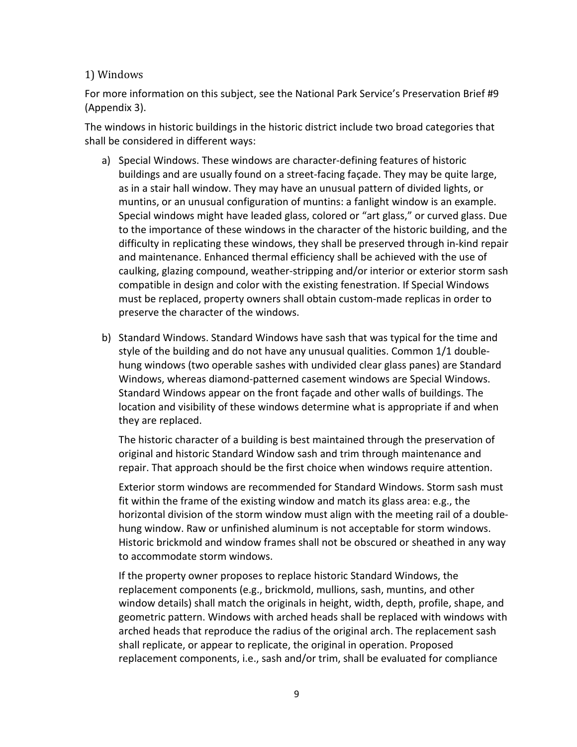### 1) Windows

For more information on this subject, see the National Park Service's Preservation Brief #9 (Appendix 3).

The windows in historic buildings in the historic district include two broad categories that shall be considered in different ways:

a) Special Windows. These windows are character-defining features of historic buildings and are usually found on a street-facing façade. They may be quite large, as in a stair hall window. They may have an unusual pattern of divided lights, or muntins, or an unusual configuration of muntins: a fanlight window is an example. Special windows might have leaded glass, colored or "art glass," or curved glass. Due to the importance of these windows in the character of the historic building, and the difficulty in replicating these windows, they shall be preserved through in-kind repair and maintenance. Enhanced thermal efficiency shall be achieved with the use of caulking, glazing compound, weather-stripping and/or interior or exterior storm sash compatible in design and color with the existing fenestration. If Special Windows must be replaced, property owners shall obtain custom-made replicas in order to preserve the character of the windows.

b) Standard Windows. Standard Windows have sash that was typical for the time and style of the building and do not have any unusual qualities. Common 1/1 double-hung windows (two operable sashes with undivided clear glass panes) are Standard Windows, whereas diamond-patterned casement windows are Special Windows. Standard Windows appear on the front façade and other walls of buildings. The location and visibility of these windows determine what is appropriate if and when they are replaced.

   The historic character of a building is best maintained through the preservation of original and historic Standard Window sash and trim through maintenance and repair. That approach should be the first choice when windows require attention.

   Exterior storm windows are recommended for Standard Windows. Storm sash must fit within the frame of the existing window and match its glass area: e.g., the horizontal division of the storm window must align with the meeting rail of a double-hung window. Raw or unfinished aluminum is not acceptable for storm windows. Historic brickmold and window frames shall not be obscured or sheathed in any way to accommodate storm windows.

   If the property owner proposes to replace historic Standard Windows, the replacement components (e.g., brickmold, mullions, sash, muntins, and other window details) shall match the originals in height, width, depth, profile, shape, and geometric pattern. Windows with arched heads shall be replaced with windows with arched heads that reproduce the radius of the original arch. The replacement sash shall replicate, or appear to replicate, the original in operation. Proposed replacement components, i.e., sash and/or trim, shall be evaluated for compliance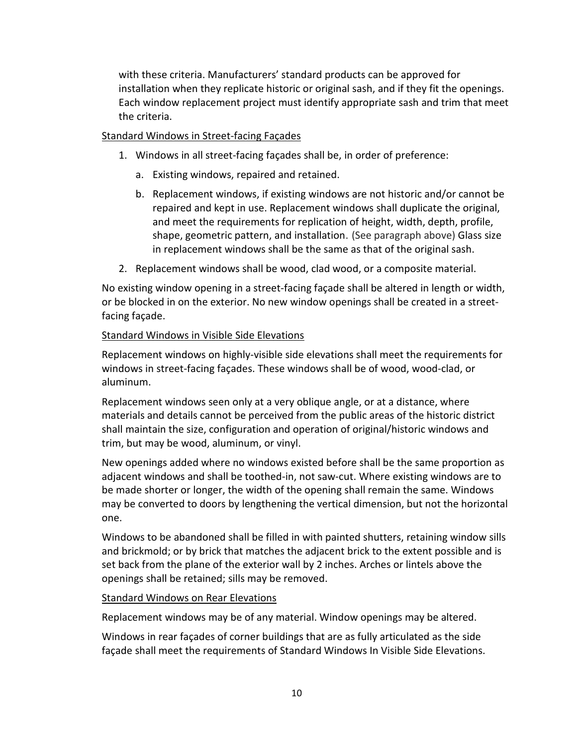with these criteria. Manufacturers' standard products can be approved for installation when they replicate historic or original sash, and if they fit the openings. Each window replacement project must identify appropriate sash and trim that meet the criteria.

Standard Windows in Street-facing Façades

1. Windows in all street-facing façades shall be, in order of preference:
   a. Existing windows, repaired and retained.
   b. Replacement windows, if existing windows are not historic and/or cannot be repaired and kept in use. Replacement windows shall duplicate the original, and meet the requirements for replication of height, width, depth, profile, shape, geometric pattern, and installation. (See paragraph above) Glass size in replacement windows shall be the same as that of the original sash.
2. Replacement windows shall be wood, clad wood, or a composite material.

No existing window opening in a street-facing façade shall be altered in length or width, or be blocked in on the exterior. No new window openings shall be created in a street-facing façade.

Standard Windows in Visible Side Elevations

Replacement windows on highly-visible side elevations shall meet the requirements for windows in street-facing façades. These windows shall be of wood, wood-clad, or aluminum.

Replacement windows seen only at a very oblique angle, or at a distance, where materials and details cannot be perceived from the public areas of the historic district shall maintain the size, configuration and operation of original/historic windows and trim, but may be wood, aluminum, or vinyl.

New openings added where no windows existed before shall be the same proportion as adjacent windows and shall be toothed-in, not saw-cut. Where existing windows are to be made shorter or longer, the width of the opening shall remain the same. Windows may be converted to doors by lengthening the vertical dimension, but not the horizontal one.

Windows to be abandoned shall be filled in with painted shutters, retaining window sills and brickmold; or by brick that matches the adjacent brick to the extent possible and is set back from the plane of the exterior wall by 2 inches. Arches or lintels above the openings shall be retained; sills may be removed.

Standard Windows on Rear Elevations

Replacement windows may be of any material. Window openings may be altered.

Windows in rear façades of corner buildings that are as fully articulated as the side façade shall meet the requirements of Standard Windows In Visible Side Elevations.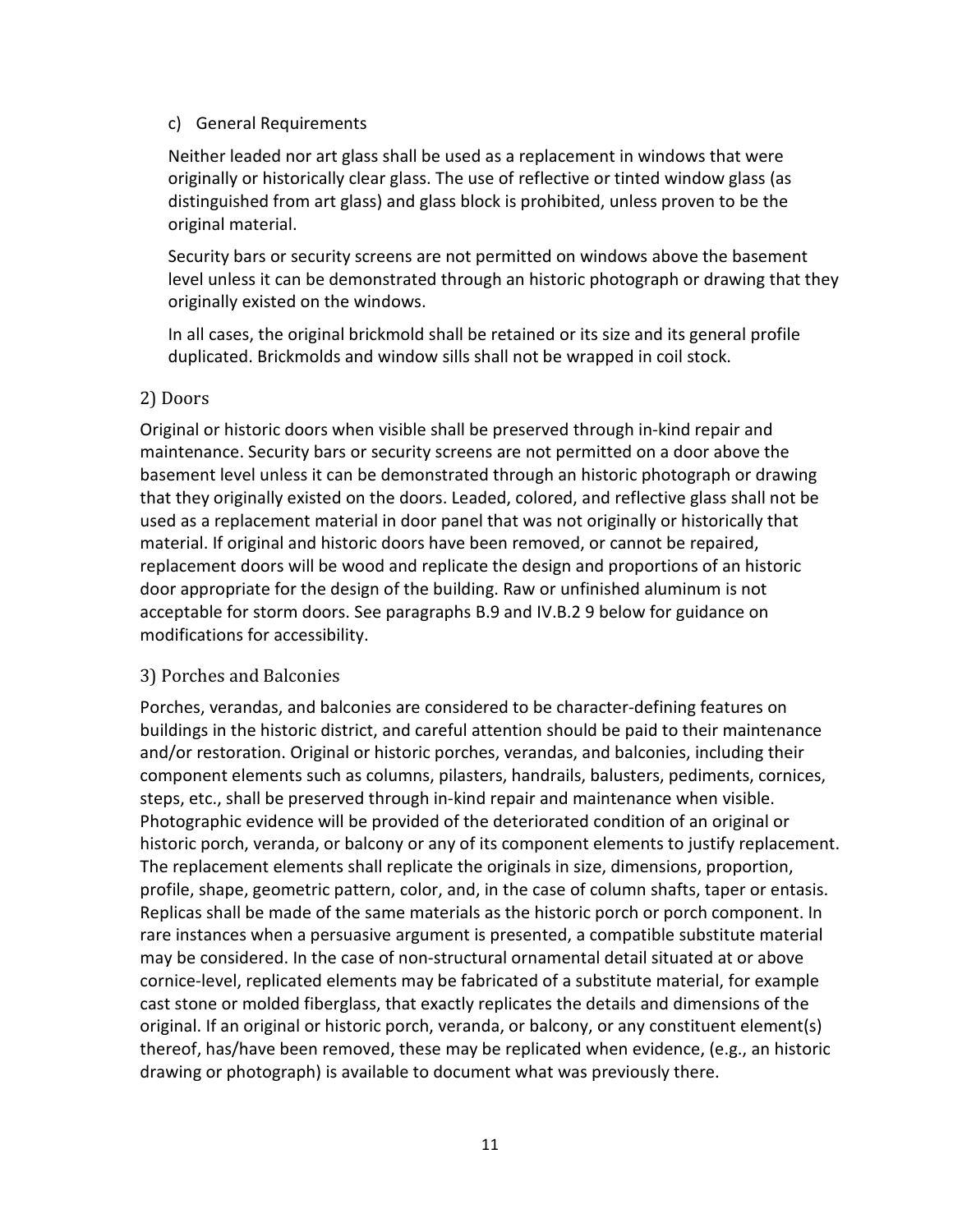c) General Requirements

Neither leaded nor art glass shall be used as a replacement in windows that were originally or historically clear glass. The use of reflective or tinted window glass (as distinguished from art glass) and glass block is prohibited, unless proven to be the original material.

Security bars or security screens are not permitted on windows above the basement level unless it can be demonstrated through an historic photograph or drawing that they originally existed on the windows.

In all cases, the original brickmold shall be retained or its size and its general profile duplicated. Brickmolds and window sills shall not be wrapped in coil stock.

### 2) Doors

Original or historic doors when visible shall be preserved through in-kind repair and maintenance. Security bars or security screens are not permitted on a door above the basement level unless it can be demonstrated through an historic photograph or drawing that they originally existed on the doors. Leaded, colored, and reflective glass shall not be used as a replacement material in door panel that was not originally or historically that material. If original and historic doors have been removed, or cannot be repaired, replacement doors will be wood and replicate the design and proportions of an historic door appropriate for the design of the building. Raw or unfinished aluminum is not acceptable for storm doors. See paragraphs B.9 and IV.B.2 9 below for guidance on modifications for accessibility.

### 3) Porches and Balconies

Porches, verandas, and balconies are considered to be character-defining features on buildings in the historic district, and careful attention should be paid to their maintenance and/or restoration. Original or historic porches, verandas, and balconies, including their component elements such as columns, pilasters, handrails, balusters, pediments, cornices, steps, etc., shall be preserved through in-kind repair and maintenance when visible. Photographic evidence will be provided of the deteriorated condition of an original or historic porch, veranda, or balcony or any of its component elements to justify replacement. The replacement elements shall replicate the originals in size, dimensions, proportion, profile, shape, geometric pattern, color, and, in the case of column shafts, taper or entasis. Replicas shall be made of the same materials as the historic porch or porch component. In rare instances when a persuasive argument is presented, a compatible substitute material may be considered. In the case of non-structural ornamental detail situated at or above cornice-level, replicated elements may be fabricated of a substitute material, for example cast stone or molded fiberglass, that exactly replicates the details and dimensions of the original. If an original or historic porch, veranda, or balcony, or any constituent element(s) thereof, has/have been removed, these may be replicated when evidence, (e.g., an historic drawing or photograph) is available to document what was previously there.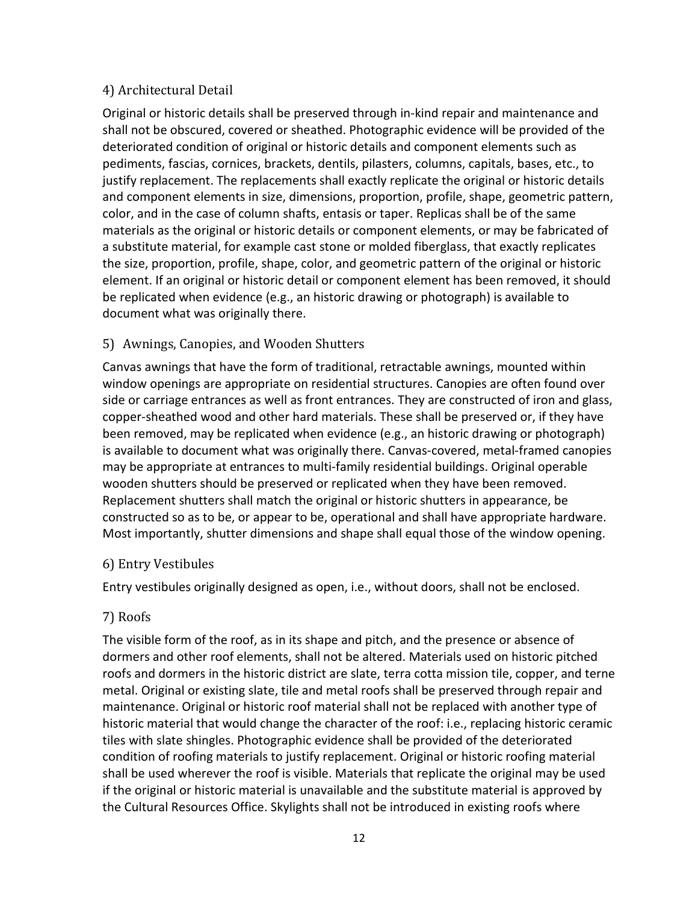### 4) Architectural Detail

Original or historic details shall be preserved through in-kind repair and maintenance and shall not be obscured, covered or sheathed. Photographic evidence will be provided of the deteriorated condition of original or historic details and component elements such as pediments, fascias, cornices, brackets, dentils, pilasters, columns, capitals, bases, etc., to justify replacement. The replacements shall exactly replicate the original or historic details and component elements in size, dimensions, proportion, profile, shape, geometric pattern, color, and in the case of column shafts, entasis or taper. Replicas shall be of the same materials as the original or historic details or component elements, or may be fabricated of a substitute material, for example cast stone or molded fiberglass, that exactly replicates the size, proportion, profile, shape, color, and geometric pattern of the original or historic element. If an original or historic detail or component element has been removed, it should be replicated when evidence (e.g., an historic drawing or photograph) is available to document what was originally there.

### 5) Awnings, Canopies, and Wooden Shutters

Canvas awnings that have the form of traditional, retractable awnings, mounted within window openings are appropriate on residential structures. Canopies are often found over side or carriage entrances as well as front entrances. They are constructed of iron and glass, copper-sheathed wood and other hard materials. These shall be preserved or, if they have been removed, may be replicated when evidence (e.g., an historic drawing or photograph) is available to document what was originally there. Canvas-covered, metal-framed canopies may be appropriate at entrances to multi-family residential buildings. Original operable wooden shutters should be preserved or replicated when they have been removed. Replacement shutters shall match the original or historic shutters in appearance, be constructed so as to be, or appear to be, operational and shall have appropriate hardware. Most importantly, shutter dimensions and shape shall equal those of the window opening.

### 6) Entry Vestibules

Entry vestibules originally designed as open, i.e., without doors, shall not be enclosed.

### 7) Roofs

The visible form of the roof, as in its shape and pitch, and the presence or absence of dormers and other roof elements, shall not be altered. Materials used on historic pitched roofs and dormers in the historic district are slate, terra cotta mission tile, copper, and terne metal. Original or existing slate, tile and metal roofs shall be preserved through repair and maintenance. Original or historic roof material shall not be replaced with another type of historic material that would change the character of the roof: i.e., replacing historic ceramic tiles with slate shingles. Photographic evidence shall be provided of the deteriorated condition of roofing materials to justify replacement. Original or historic roofing material shall be used wherever the roof is visible. Materials that replicate the original may be used if the original or historic material is unavailable and the substitute material is approved by the Cultural Resources Office. Skylights shall not be introduced in existing roofs where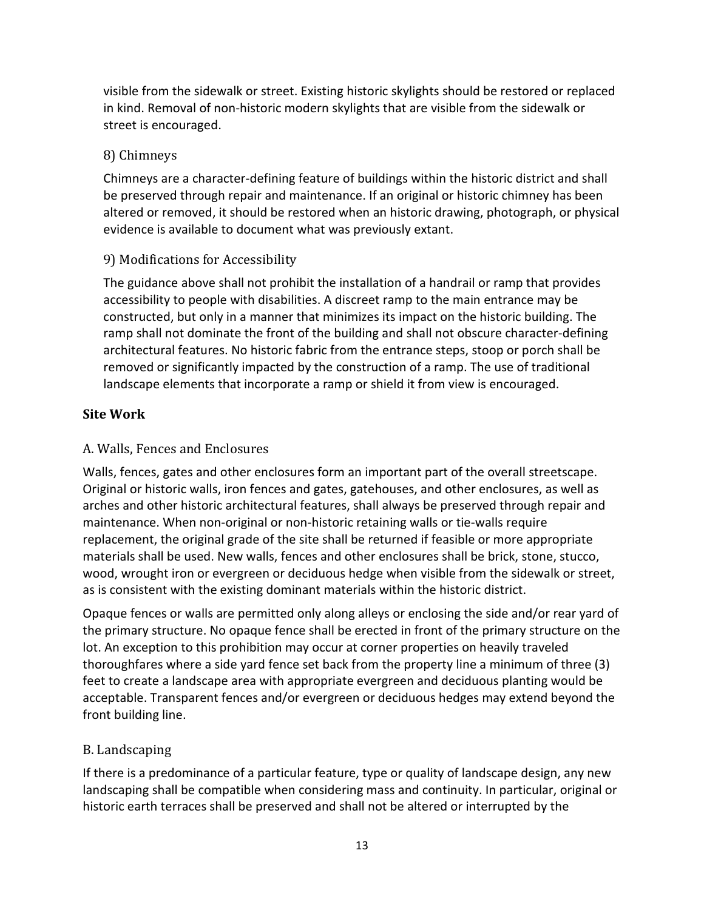visible from the sidewalk or street. Existing historic skylights should be restored or replaced in kind. Removal of non-historic modern skylights that are visible from the sidewalk or street is encouraged.

### 8) Chimneys

Chimneys are a character-defining feature of buildings within the historic district and shall be preserved through repair and maintenance. If an original or historic chimney has been altered or removed, it should be restored when an historic drawing, photograph, or physical evidence is available to document what was previously extant.

### 9) Modifications for Accessibility

The guidance above shall not prohibit the installation of a handrail or ramp that provides accessibility to people with disabilities. A discreet ramp to the main entrance may be constructed, but only in a manner that minimizes its impact on the historic building. The ramp shall not dominate the front of the building and shall not obscure character-defining architectural features. No historic fabric from the entrance steps, stoop or porch shall be removed or significantly impacted by the construction of a ramp. The use of traditional landscape elements that incorporate a ramp or shield it from view is encouraged.

## Site Work

### A. Walls, Fences and Enclosures

Walls, fences, gates and other enclosures form an important part of the overall streetscape. Original or historic walls, iron fences and gates, gatehouses, and other enclosures, as well as arches and other historic architectural features, shall always be preserved through repair and maintenance. When non-original or non-historic retaining walls or tie-walls require replacement, the original grade of the site shall be returned if feasible or more appropriate materials shall be used. New walls, fences and other enclosures shall be brick, stone, stucco, wood, wrought iron or evergreen or deciduous hedge when visible from the sidewalk or street, as is consistent with the existing dominant materials within the historic district.

Opaque fences or walls are permitted only along alleys or enclosing the side and/or rear yard of the primary structure. No opaque fence shall be erected in front of the primary structure on the lot. An exception to this prohibition may occur at corner properties on heavily traveled thoroughfares where a side yard fence set back from the property line a minimum of three (3) feet to create a landscape area with appropriate evergreen and deciduous planting would be acceptable. Transparent fences and/or evergreen or deciduous hedges may extend beyond the front building line.

### B. Landscaping

If there is a predominance of a particular feature, type or quality of landscape design, any new landscaping shall be compatible when considering mass and continuity. In particular, original or historic earth terraces shall be preserved and shall not be altered or interrupted by the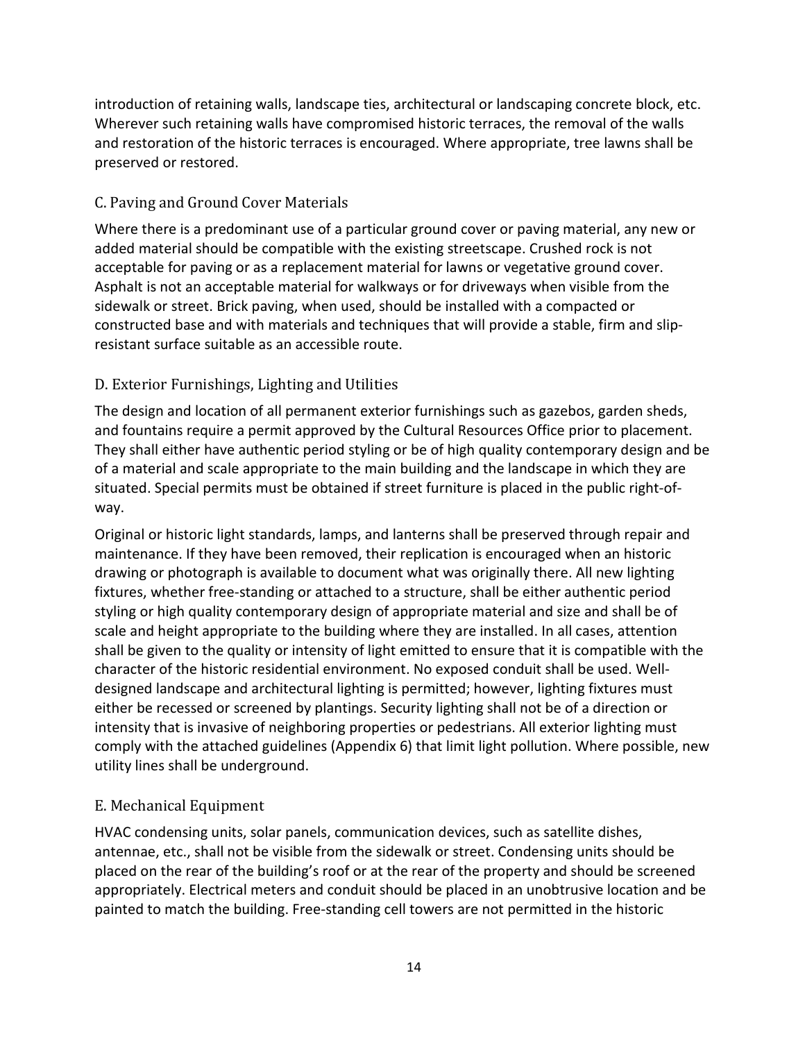introduction of retaining walls, landscape ties, architectural or landscaping concrete block, etc. Wherever such retaining walls have compromised historic terraces, the removal of the walls and restoration of the historic terraces is encouraged. Where appropriate, tree lawns shall be preserved or restored.

### C. Paving and Ground Cover Materials

Where there is a predominant use of a particular ground cover or paving material, any new or added material should be compatible with the existing streetscape. Crushed rock is not acceptable for paving or as a replacement material for lawns or vegetative ground cover. Asphalt is not an acceptable material for walkways or for driveways when visible from the sidewalk or street. Brick paving, when used, should be installed with a compacted or constructed base and with materials and techniques that will provide a stable, firm and slip-resistant surface suitable as an accessible route.

### D. Exterior Furnishings, Lighting and Utilities

The design and location of all permanent exterior furnishings such as gazebos, garden sheds, and fountains require a permit approved by the Cultural Resources Office prior to placement. They shall either have authentic period styling or be of high quality contemporary design and be of a material and scale appropriate to the main building and the landscape in which they are situated. Special permits must be obtained if street furniture is placed in the public right-of-way.

Original or historic light standards, lamps, and lanterns shall be preserved through repair and maintenance. If they have been removed, their replication is encouraged when an historic drawing or photograph is available to document what was originally there. All new lighting fixtures, whether free-standing or attached to a structure, shall be either authentic period styling or high quality contemporary design of appropriate material and size and shall be of scale and height appropriate to the building where they are installed. In all cases, attention shall be given to the quality or intensity of light emitted to ensure that it is compatible with the character of the historic residential environment. No exposed conduit shall be used. Well-designed landscape and architectural lighting is permitted; however, lighting fixtures must either be recessed or screened by plantings. Security lighting shall not be of a direction or intensity that is invasive of neighboring properties or pedestrians. All exterior lighting must comply with the attached guidelines (Appendix 6) that limit light pollution. Where possible, new utility lines shall be underground.

### E. Mechanical Equipment

HVAC condensing units, solar panels, communication devices, such as satellite dishes, antennae, etc., shall not be visible from the sidewalk or street. Condensing units should be placed on the rear of the building's roof or at the rear of the property and should be screened appropriately. Electrical meters and conduit should be placed in an unobtrusive location and be painted to match the building. Free-standing cell towers are not permitted in the historic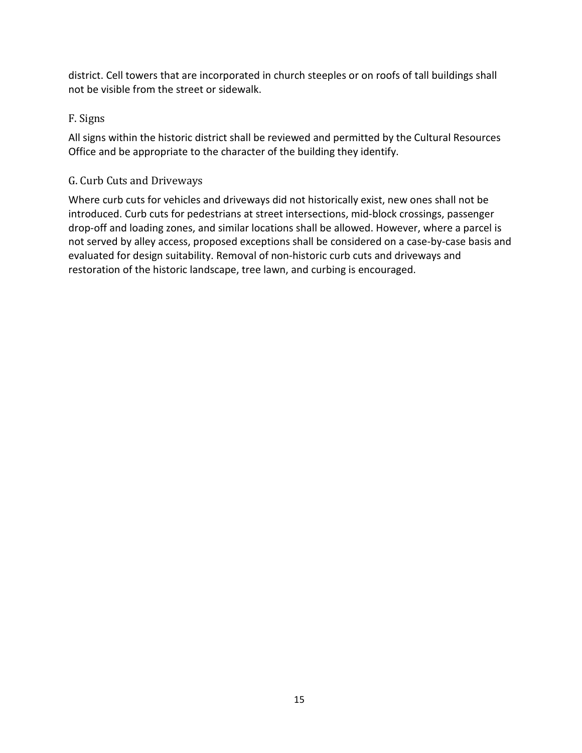district. Cell towers that are incorporated in church steeples or on roofs of tall buildings shall not be visible from the street or sidewalk.

### F. Signs

All signs within the historic district shall be reviewed and permitted by the Cultural Resources Office and be appropriate to the character of the building they identify.

### G. Curb Cuts and Driveways

Where curb cuts for vehicles and driveways did not historically exist, new ones shall not be introduced. Curb cuts for pedestrians at street intersections, mid-block crossings, passenger drop-off and loading zones, and similar locations shall be allowed. However, where a parcel is not served by alley access, proposed exceptions shall be considered on a case-by-case basis and evaluated for design suitability. Removal of non-historic curb cuts and driveways and restoration of the historic landscape, tree lawn, and curbing is encouraged.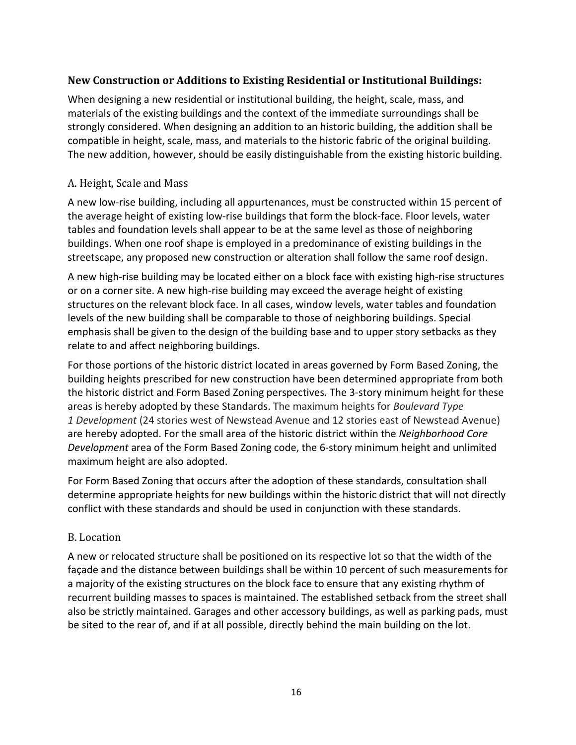## New Construction or Additions to Existing Residential or Institutional Buildings:

When designing a new residential or institutional building, the height, scale, mass, and materials of the existing buildings and the context of the immediate surroundings shall be strongly considered. When designing an addition to an historic building, the addition shall be compatible in height, scale, mass, and materials to the historic fabric of the original building. The new addition, however, should be easily distinguishable from the existing historic building.

### A. Height, Scale and Mass

A new low-rise building, including all appurtenances, must be constructed within 15 percent of the average height of existing low-rise buildings that form the block-face. Floor levels, water tables and foundation levels shall appear to be at the same level as those of neighboring buildings. When one roof shape is employed in a predominance of existing buildings in the streetscape, any proposed new construction or alteration shall follow the same roof design.

A new high-rise building may be located either on a block face with existing high-rise structures or on a corner site. A new high-rise building may exceed the average height of existing structures on the relevant block face. In all cases, window levels, water tables and foundation levels of the new building shall be comparable to those of neighboring buildings. Special emphasis shall be given to the design of the building base and to upper story setbacks as they relate to and affect neighboring buildings.

For those portions of the historic district located in areas governed by Form Based Zoning, the building heights prescribed for new construction have been determined appropriate from both the historic district and Form Based Zoning perspectives. The 3-story minimum height for these areas is hereby adopted by these Standards. The maximum heights for *Boulevard Type 1 Development* (24 stories west of Newstead Avenue and 12 stories east of Newstead Avenue) are hereby adopted. For the small area of the historic district within the *Neighborhood Core Development* area of the Form Based Zoning code, the 6-story minimum height and unlimited maximum height are also adopted.

For Form Based Zoning that occurs after the adoption of these standards, consultation shall determine appropriate heights for new buildings within the historic district that will not directly conflict with these standards and should be used in conjunction with these standards.

### B. Location

A new or relocated structure shall be positioned on its respective lot so that the width of the façade and the distance between buildings shall be within 10 percent of such measurements for a majority of the existing structures on the block face to ensure that any existing rhythm of recurrent building masses to spaces is maintained. The established setback from the street shall also be strictly maintained. Garages and other accessory buildings, as well as parking pads, must be sited to the rear of, and if at all possible, directly behind the main building on the lot.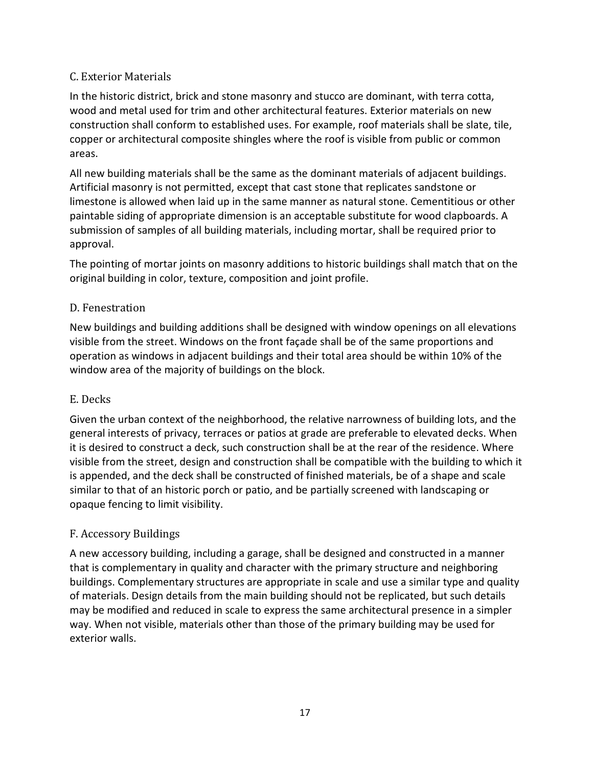## C. Exterior Materials

In the historic district, brick and stone masonry and stucco are dominant, with terra cotta, wood and metal used for trim and other architectural features. Exterior materials on new construction shall conform to established uses. For example, roof materials shall be slate, tile, copper or architectural composite shingles where the roof is visible from public or common areas.

All new building materials shall be the same as the dominant materials of adjacent buildings. Artificial masonry is not permitted, except that cast stone that replicates sandstone or limestone is allowed when laid up in the same manner as natural stone. Cementitious or other paintable siding of appropriate dimension is an acceptable substitute for wood clapboards. A submission of samples of all building materials, including mortar, shall be required prior to approval.

The pointing of mortar joints on masonry additions to historic buildings shall match that on the original building in color, texture, composition and joint profile.

## D. Fenestration

New buildings and building additions shall be designed with window openings on all elevations visible from the street. Windows on the front façade shall be of the same proportions and operation as windows in adjacent buildings and their total area should be within 10% of the window area of the majority of buildings on the block.

## E. Decks

Given the urban context of the neighborhood, the relative narrowness of building lots, and the general interests of privacy, terraces or patios at grade are preferable to elevated decks. When it is desired to construct a deck, such construction shall be at the rear of the residence. Where visible from the street, design and construction shall be compatible with the building to which it is appended, and the deck shall be constructed of finished materials, be of a shape and scale similar to that of an historic porch or patio, and be partially screened with landscaping or opaque fencing to limit visibility.

## F. Accessory Buildings

A new accessory building, including a garage, shall be designed and constructed in a manner that is complementary in quality and character with the primary structure and neighboring buildings. Complementary structures are appropriate in scale and use a similar type and quality of materials. Design details from the main building should not be replicated, but such details may be modified and reduced in scale to express the same architectural presence in a simpler way. When not visible, materials other than those of the primary building may be used for exterior walls.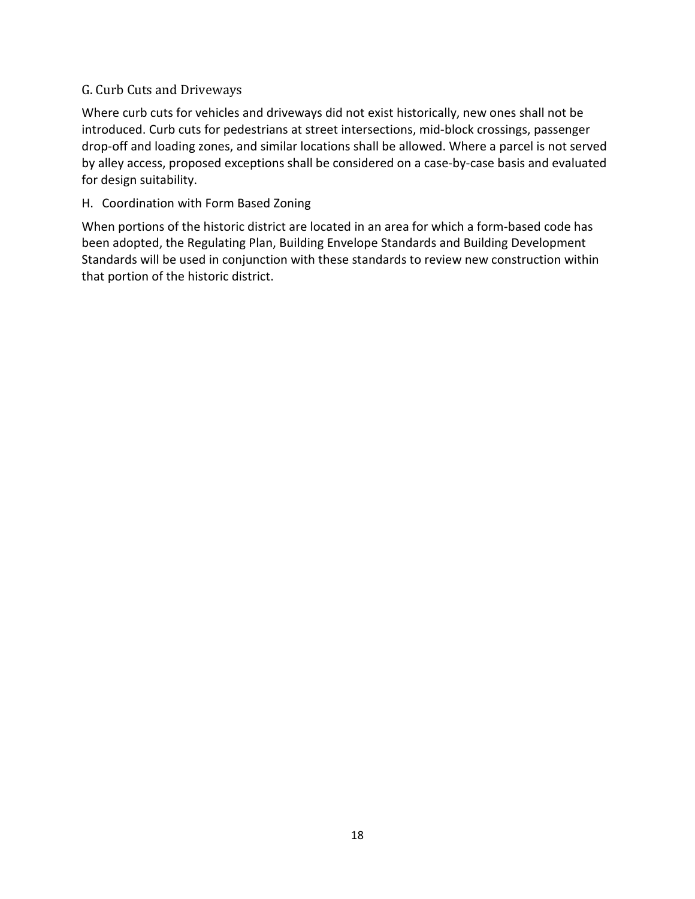### G. Curb Cuts and Driveways

Where curb cuts for vehicles and driveways did not exist historically, new ones shall not be introduced. Curb cuts for pedestrians at street intersections, mid-block crossings, passenger drop-off and loading zones, and similar locations shall be allowed. Where a parcel is not served by alley access, proposed exceptions shall be considered on a case-by-case basis and evaluated for design suitability.

### H. Coordination with Form Based Zoning

When portions of the historic district are located in an area for which a form-based code has been adopted, the Regulating Plan, Building Envelope Standards and Building Development Standards will be used in conjunction with these standards to review new construction within that portion of the historic district.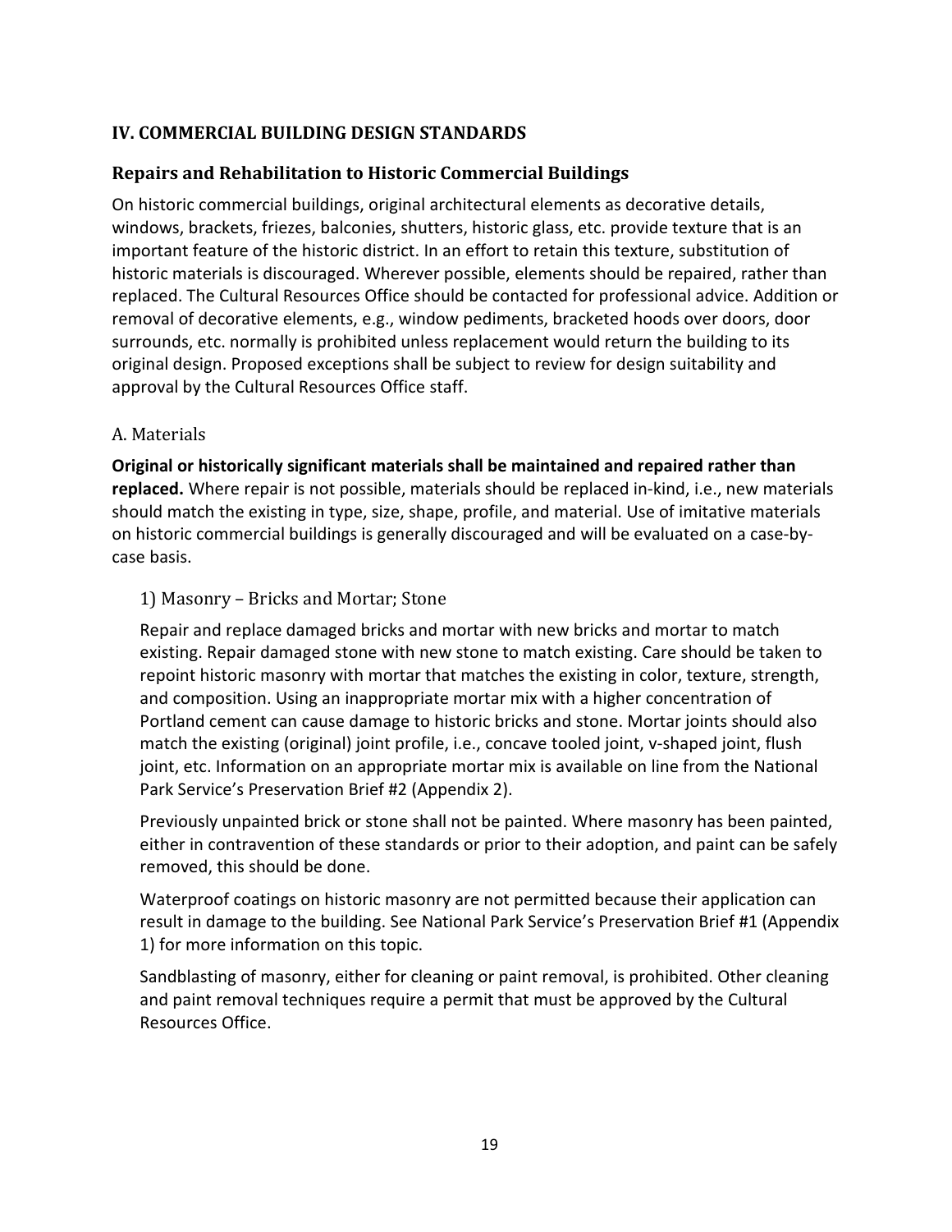## IV. COMMERCIAL BUILDING DESIGN STANDARDS

### Repairs and Rehabilitation to Historic Commercial Buildings

On historic commercial buildings, original architectural elements as decorative details, windows, brackets, friezes, balconies, shutters, historic glass, etc. provide texture that is an important feature of the historic district. In an effort to retain this texture, substitution of historic materials is discouraged. Wherever possible, elements should be repaired, rather than replaced. The Cultural Resources Office should be contacted for professional advice. Addition or removal of decorative elements, e.g., window pediments, bracketed hoods over doors, door surrounds, etc. normally is prohibited unless replacement would return the building to its original design. Proposed exceptions shall be subject to review for design suitability and approval by the Cultural Resources Office staff.

#### A. Materials

**Original or historically significant materials shall be maintained and repaired rather than replaced.** Where repair is not possible, materials should be replaced in-kind, i.e., new materials should match the existing in type, size, shape, profile, and material. Use of imitative materials on historic commercial buildings is generally discouraged and will be evaluated on a case-by-case basis.

##### 1) Masonry – Bricks and Mortar; Stone

Repair and replace damaged bricks and mortar with new bricks and mortar to match existing. Repair damaged stone with new stone to match existing. Care should be taken to repoint historic masonry with mortar that matches the existing in color, texture, strength, and composition. Using an inappropriate mortar mix with a higher concentration of Portland cement can cause damage to historic bricks and stone. Mortar joints should also match the existing (original) joint profile, i.e., concave tooled joint, v-shaped joint, flush joint, etc. Information on an appropriate mortar mix is available on line from the National Park Service's Preservation Brief #2 (Appendix 2).

Previously unpainted brick or stone shall not be painted. Where masonry has been painted, either in contravention of these standards or prior to their adoption, and paint can be safely removed, this should be done.

Waterproof coatings on historic masonry are not permitted because their application can result in damage to the building. See National Park Service's Preservation Brief #1 (Appendix 1) for more information on this topic.

Sandblasting of masonry, either for cleaning or paint removal, is prohibited. Other cleaning and paint removal techniques require a permit that must be approved by the Cultural Resources Office.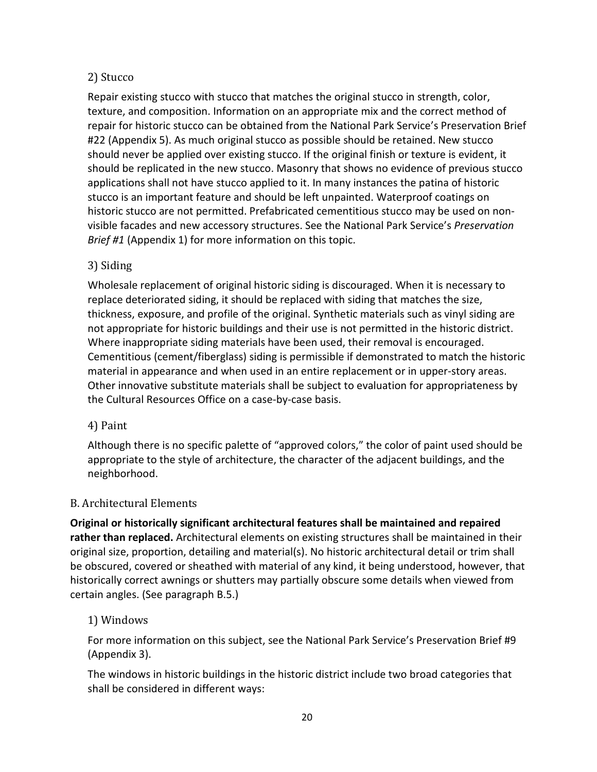### 2) Stucco

Repair existing stucco with stucco that matches the original stucco in strength, color, texture, and composition. Information on an appropriate mix and the correct method of repair for historic stucco can be obtained from the National Park Service's Preservation Brief #22 (Appendix 5). As much original stucco as possible should be retained. New stucco should never be applied over existing stucco. If the original finish or texture is evident, it should be replicated in the new stucco. Masonry that shows no evidence of previous stucco applications shall not have stucco applied to it. In many instances the patina of historic stucco is an important feature and should be left unpainted. Waterproof coatings on historic stucco are not permitted. Prefabricated cementitious stucco may be used on non-visible facades and new accessory structures. See the National Park Service's *Preservation Brief #1* (Appendix 1) for more information on this topic.

### 3) Siding

Wholesale replacement of original historic siding is discouraged. When it is necessary to replace deteriorated siding, it should be replaced with siding that matches the size, thickness, exposure, and profile of the original. Synthetic materials such as vinyl siding are not appropriate for historic buildings and their use is not permitted in the historic district. Where inappropriate siding materials have been used, their removal is encouraged. Cementitious (cement/fiberglass) siding is permissible if demonstrated to match the historic material in appearance and when used in an entire replacement or in upper-story areas. Other innovative substitute materials shall be subject to evaluation for appropriateness by the Cultural Resources Office on a case-by-case basis.

### 4) Paint

Although there is no specific palette of "approved colors," the color of paint used should be appropriate to the style of architecture, the character of the adjacent buildings, and the neighborhood.

## B. Architectural Elements

**Original or historically significant architectural features shall be maintained and repaired rather than replaced.** Architectural elements on existing structures shall be maintained in their original size, proportion, detailing and material(s). No historic architectural detail or trim shall be obscured, covered or sheathed with material of any kind, it being understood, however, that historically correct awnings or shutters may partially obscure some details when viewed from certain angles. (See paragraph B.5.)

### 1) Windows

For more information on this subject, see the National Park Service's Preservation Brief #9 (Appendix 3).

The windows in historic buildings in the historic district include two broad categories that shall be considered in different ways: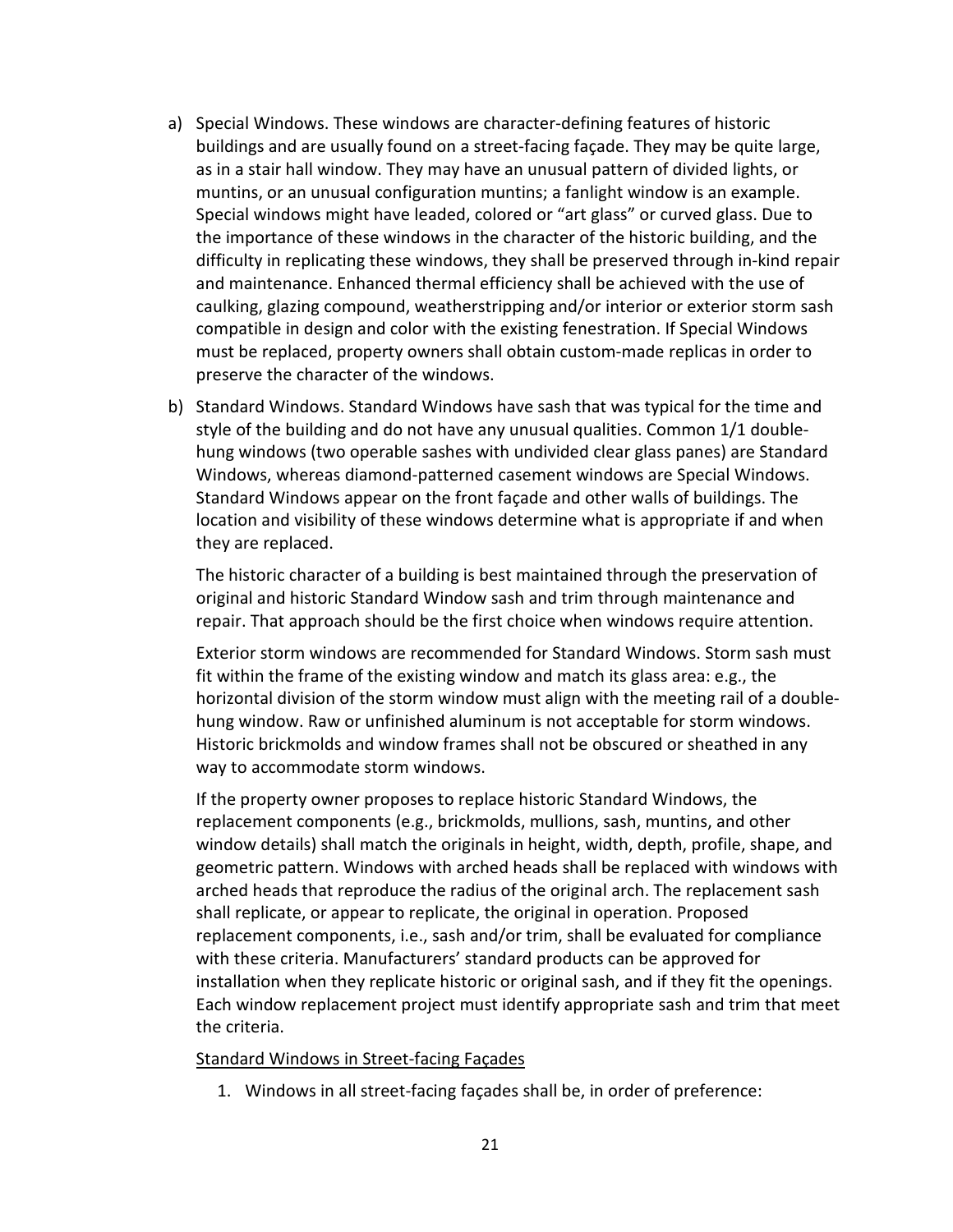a) Special Windows. These windows are character-defining features of historic buildings and are usually found on a street-facing façade. They may be quite large, as in a stair hall window. They may have an unusual pattern of divided lights, or muntins, or an unusual configuration muntins; a fanlight window is an example. Special windows might have leaded, colored or "art glass" or curved glass. Due to the importance of these windows in the character of the historic building, and the difficulty in replicating these windows, they shall be preserved through in-kind repair and maintenance. Enhanced thermal efficiency shall be achieved with the use of caulking, glazing compound, weatherstripping and/or interior or exterior storm sash compatible in design and color with the existing fenestration. If Special Windows must be replaced, property owners shall obtain custom-made replicas in order to preserve the character of the windows.

b) Standard Windows. Standard Windows have sash that was typical for the time and style of the building and do not have any unusual qualities. Common 1/1 double-hung windows (two operable sashes with undivided clear glass panes) are Standard Windows, whereas diamond-patterned casement windows are Special Windows. Standard Windows appear on the front façade and other walls of buildings. The location and visibility of these windows determine what is appropriate if and when they are replaced.

   The historic character of a building is best maintained through the preservation of original and historic Standard Window sash and trim through maintenance and repair. That approach should be the first choice when windows require attention.

   Exterior storm windows are recommended for Standard Windows. Storm sash must fit within the frame of the existing window and match its glass area: e.g., the horizontal division of the storm window must align with the meeting rail of a double-hung window. Raw or unfinished aluminum is not acceptable for storm windows. Historic brickmolds and window frames shall not be obscured or sheathed in any way to accommodate storm windows.

   If the property owner proposes to replace historic Standard Windows, the replacement components (e.g., brickmolds, mullions, sash, muntins, and other window details) shall match the originals in height, width, depth, profile, shape, and geometric pattern. Windows with arched heads shall be replaced with windows with arched heads that reproduce the radius of the original arch. The replacement sash shall replicate, or appear to replicate, the original in operation. Proposed replacement components, i.e., sash and/or trim, shall be evaluated for compliance with these criteria. Manufacturers' standard products can be approved for installation when they replicate historic or original sash, and if they fit the openings. Each window replacement project must identify appropriate sash and trim that meet the criteria.

   <u>Standard Windows in Street-facing Façades</u>

   1. Windows in all street-facing façades shall be, in order of preference: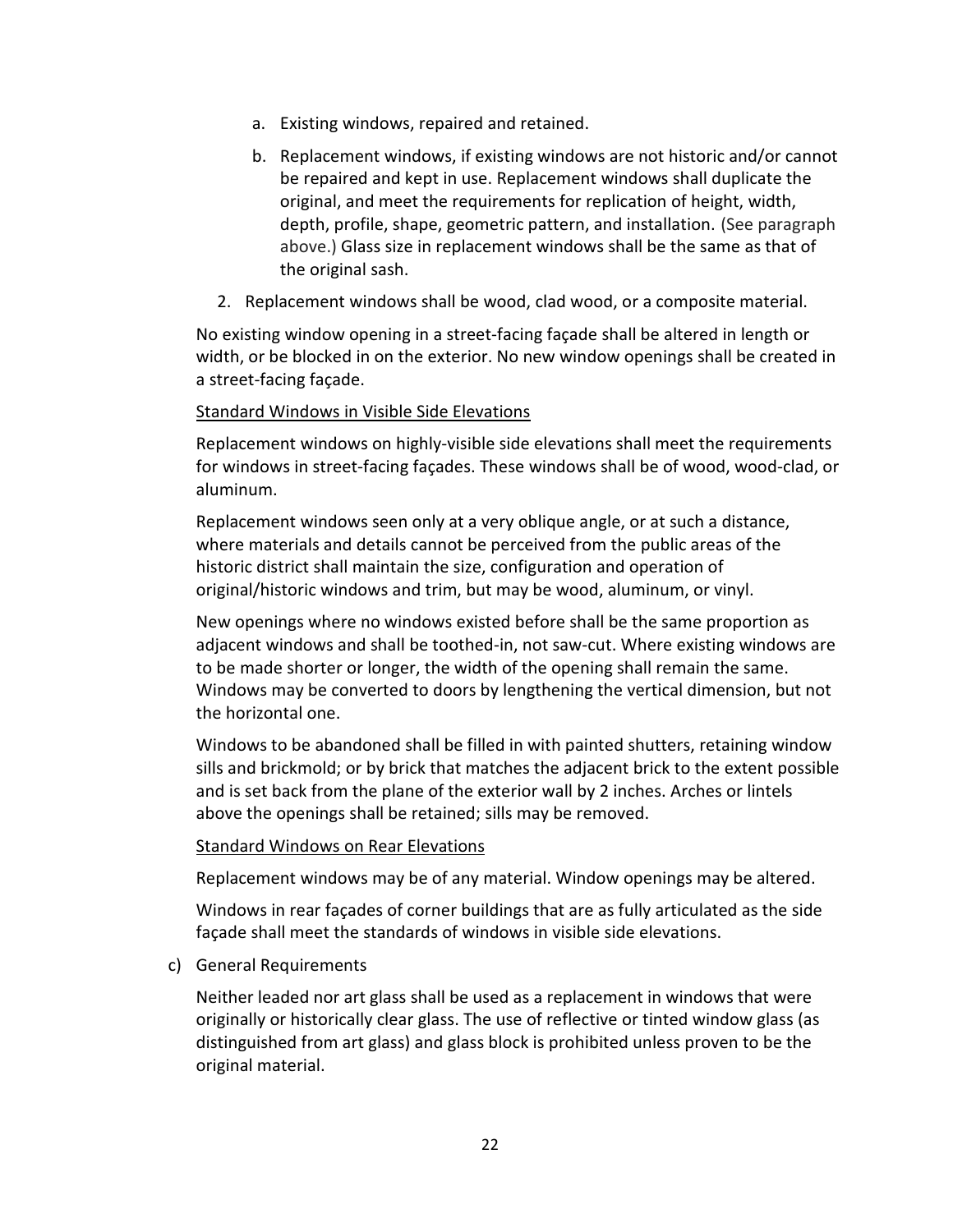a. Existing windows, repaired and retained.

   b. Replacement windows, if existing windows are not historic and/or cannot be repaired and kept in use. Replacement windows shall duplicate the original, and meet the requirements for replication of height, width, depth, profile, shape, geometric pattern, and installation. (See paragraph above.) Glass size in replacement windows shall be the same as that of the original sash.

2. Replacement windows shall be wood, clad wood, or a composite material.

No existing window opening in a street-facing façade shall be altered in length or width, or be blocked in on the exterior. No new window openings shall be created in a street-facing façade.

<u>Standard Windows in Visible Side Elevations</u>

Replacement windows on highly-visible side elevations shall meet the requirements for windows in street-facing façades. These windows shall be of wood, wood-clad, or aluminum.

Replacement windows seen only at a very oblique angle, or at such a distance, where materials and details cannot be perceived from the public areas of the historic district shall maintain the size, configuration and operation of original/historic windows and trim, but may be wood, aluminum, or vinyl.

New openings where no windows existed before shall be the same proportion as adjacent windows and shall be toothed-in, not saw-cut. Where existing windows are to be made shorter or longer, the width of the opening shall remain the same. Windows may be converted to doors by lengthening the vertical dimension, but not the horizontal one.

Windows to be abandoned shall be filled in with painted shutters, retaining window sills and brickmold; or by brick that matches the adjacent brick to the extent possible and is set back from the plane of the exterior wall by 2 inches. Arches or lintels above the openings shall be retained; sills may be removed.

<u>Standard Windows on Rear Elevations</u>

Replacement windows may be of any material. Window openings may be altered.

Windows in rear façades of corner buildings that are as fully articulated as the side façade shall meet the standards of windows in visible side elevations.

c) General Requirements

Neither leaded nor art glass shall be used as a replacement in windows that were originally or historically clear glass. The use of reflective or tinted window glass (as distinguished from art glass) and glass block is prohibited unless proven to be the original material.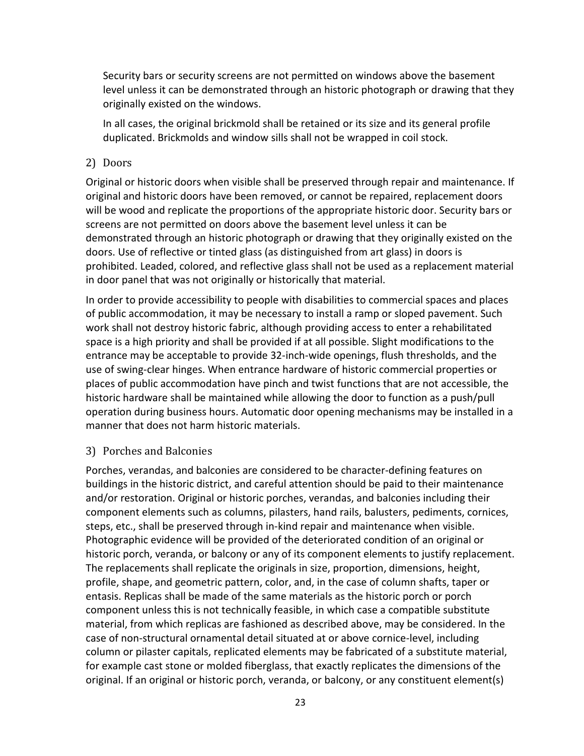Security bars or security screens are not permitted on windows above the basement level unless it can be demonstrated through an historic photograph or drawing that they originally existed on the windows.

In all cases, the original brickmold shall be retained or its size and its general profile duplicated. Brickmolds and window sills shall not be wrapped in coil stock.

### 2) Doors

Original or historic doors when visible shall be preserved through repair and maintenance. If original and historic doors have been removed, or cannot be repaired, replacement doors will be wood and replicate the proportions of the appropriate historic door. Security bars or screens are not permitted on doors above the basement level unless it can be demonstrated through an historic photograph or drawing that they originally existed on the doors. Use of reflective or tinted glass (as distinguished from art glass) in doors is prohibited. Leaded, colored, and reflective glass shall not be used as a replacement material in door panel that was not originally or historically that material.

In order to provide accessibility to people with disabilities to commercial spaces and places of public accommodation, it may be necessary to install a ramp or sloped pavement. Such work shall not destroy historic fabric, although providing access to enter a rehabilitated space is a high priority and shall be provided if at all possible. Slight modifications to the entrance may be acceptable to provide 32-inch-wide openings, flush thresholds, and the use of swing-clear hinges. When entrance hardware of historic commercial properties or places of public accommodation have pinch and twist functions that are not accessible, the historic hardware shall be maintained while allowing the door to function as a push/pull operation during business hours. Automatic door opening mechanisms may be installed in a manner that does not harm historic materials.

### 3) Porches and Balconies

Porches, verandas, and balconies are considered to be character-defining features on buildings in the historic district, and careful attention should be paid to their maintenance and/or restoration. Original or historic porches, verandas, and balconies including their component elements such as columns, pilasters, hand rails, balusters, pediments, cornices, steps, etc., shall be preserved through in-kind repair and maintenance when visible. Photographic evidence will be provided of the deteriorated condition of an original or historic porch, veranda, or balcony or any of its component elements to justify replacement. The replacements shall replicate the originals in size, proportion, dimensions, height, profile, shape, and geometric pattern, color, and, in the case of column shafts, taper or entasis. Replicas shall be made of the same materials as the historic porch or porch component unless this is not technically feasible, in which case a compatible substitute material, from which replicas are fashioned as described above, may be considered. In the case of non-structural ornamental detail situated at or above cornice-level, including column or pilaster capitals, replicated elements may be fabricated of a substitute material, for example cast stone or molded fiberglass, that exactly replicates the dimensions of the original. If an original or historic porch, veranda, or balcony, or any constituent element(s)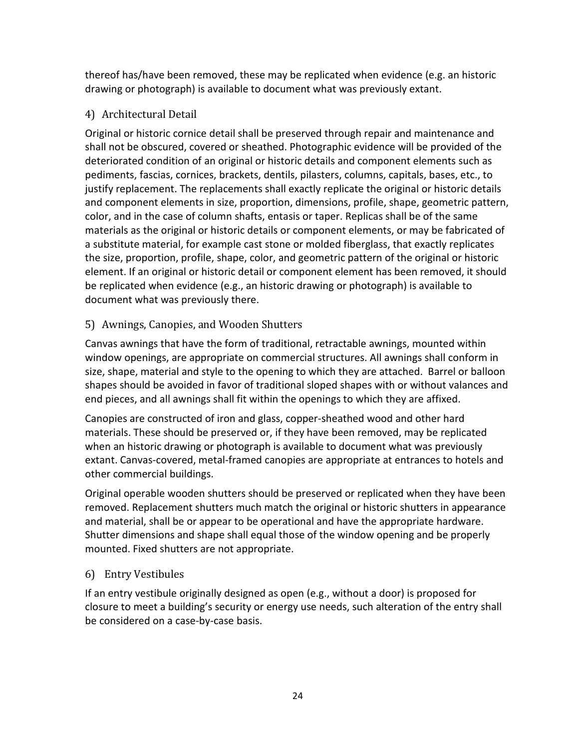thereof has/have been removed, these may be replicated when evidence (e.g. an historic drawing or photograph) is available to document what was previously extant.

### 4) Architectural Detail

Original or historic cornice detail shall be preserved through repair and maintenance and shall not be obscured, covered or sheathed. Photographic evidence will be provided of the deteriorated condition of an original or historic details and component elements such as pediments, fascias, cornices, brackets, dentils, pilasters, columns, capitals, bases, etc., to justify replacement. The replacements shall exactly replicate the original or historic details and component elements in size, proportion, dimensions, profile, shape, geometric pattern, color, and in the case of column shafts, entasis or taper. Replicas shall be of the same materials as the original or historic details or component elements, or may be fabricated of a substitute material, for example cast stone or molded fiberglass, that exactly replicates the size, proportion, profile, shape, color, and geometric pattern of the original or historic element. If an original or historic detail or component element has been removed, it should be replicated when evidence (e.g., an historic drawing or photograph) is available to document what was previously there.

### 5) Awnings, Canopies, and Wooden Shutters

Canvas awnings that have the form of traditional, retractable awnings, mounted within window openings, are appropriate on commercial structures. All awnings shall conform in size, shape, material and style to the opening to which they are attached. Barrel or balloon shapes should be avoided in favor of traditional sloped shapes with or without valances and end pieces, and all awnings shall fit within the openings to which they are affixed.

Canopies are constructed of iron and glass, copper-sheathed wood and other hard materials. These should be preserved or, if they have been removed, may be replicated when an historic drawing or photograph is available to document what was previously extant. Canvas-covered, metal-framed canopies are appropriate at entrances to hotels and other commercial buildings.

Original operable wooden shutters should be preserved or replicated when they have been removed. Replacement shutters much match the original or historic shutters in appearance and material, shall be or appear to be operational and have the appropriate hardware. Shutter dimensions and shape shall equal those of the window opening and be properly mounted. Fixed shutters are not appropriate.

### 6) Entry Vestibules

If an entry vestibule originally designed as open (e.g., without a door) is proposed for closure to meet a building's security or energy use needs, such alteration of the entry shall be considered on a case-by-case basis.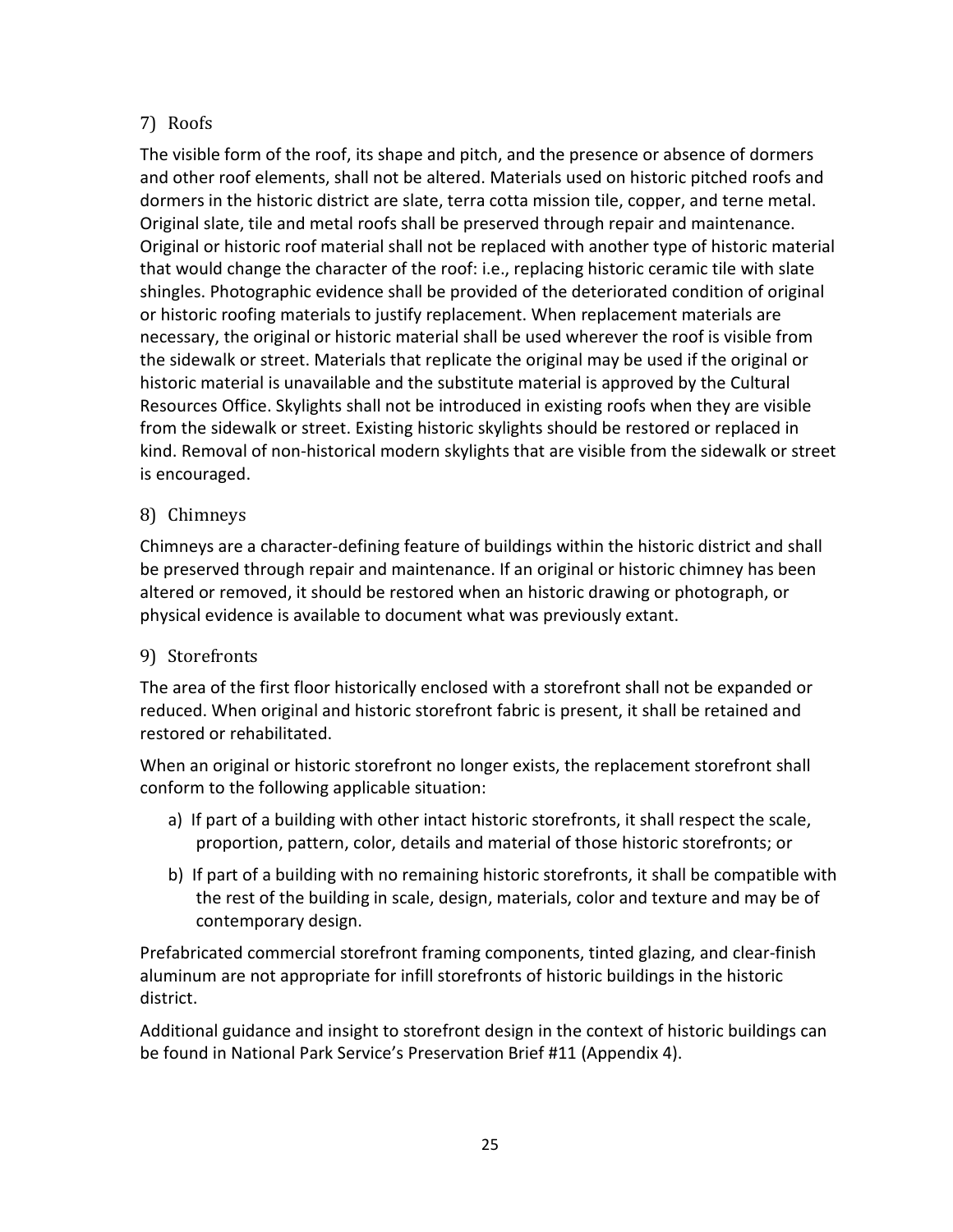### 7) Roofs

The visible form of the roof, its shape and pitch, and the presence or absence of dormers and other roof elements, shall not be altered. Materials used on historic pitched roofs and dormers in the historic district are slate, terra cotta mission tile, copper, and terne metal. Original slate, tile and metal roofs shall be preserved through repair and maintenance. Original or historic roof material shall not be replaced with another type of historic material that would change the character of the roof: i.e., replacing historic ceramic tile with slate shingles. Photographic evidence shall be provided of the deteriorated condition of original or historic roofing materials to justify replacement. When replacement materials are necessary, the original or historic material shall be used wherever the roof is visible from the sidewalk or street. Materials that replicate the original may be used if the original or historic material is unavailable and the substitute material is approved by the Cultural Resources Office. Skylights shall not be introduced in existing roofs when they are visible from the sidewalk or street. Existing historic skylights should be restored or replaced in kind. Removal of non-historical modern skylights that are visible from the sidewalk or street is encouraged.

### 8) Chimneys

Chimneys are a character-defining feature of buildings within the historic district and shall be preserved through repair and maintenance. If an original or historic chimney has been altered or removed, it should be restored when an historic drawing or photograph, or physical evidence is available to document what was previously extant.

### 9) Storefronts

The area of the first floor historically enclosed with a storefront shall not be expanded or reduced. When original and historic storefront fabric is present, it shall be retained and restored or rehabilitated.

When an original or historic storefront no longer exists, the replacement storefront shall conform to the following applicable situation:

a) If part of a building with other intact historic storefronts, it shall respect the scale, proportion, pattern, color, details and material of those historic storefronts; or

b) If part of a building with no remaining historic storefronts, it shall be compatible with the rest of the building in scale, design, materials, color and texture and may be of contemporary design.

Prefabricated commercial storefront framing components, tinted glazing, and clear-finish aluminum are not appropriate for infill storefronts of historic buildings in the historic district.

Additional guidance and insight to storefront design in the context of historic buildings can be found in National Park Service's Preservation Brief #11 (Appendix 4).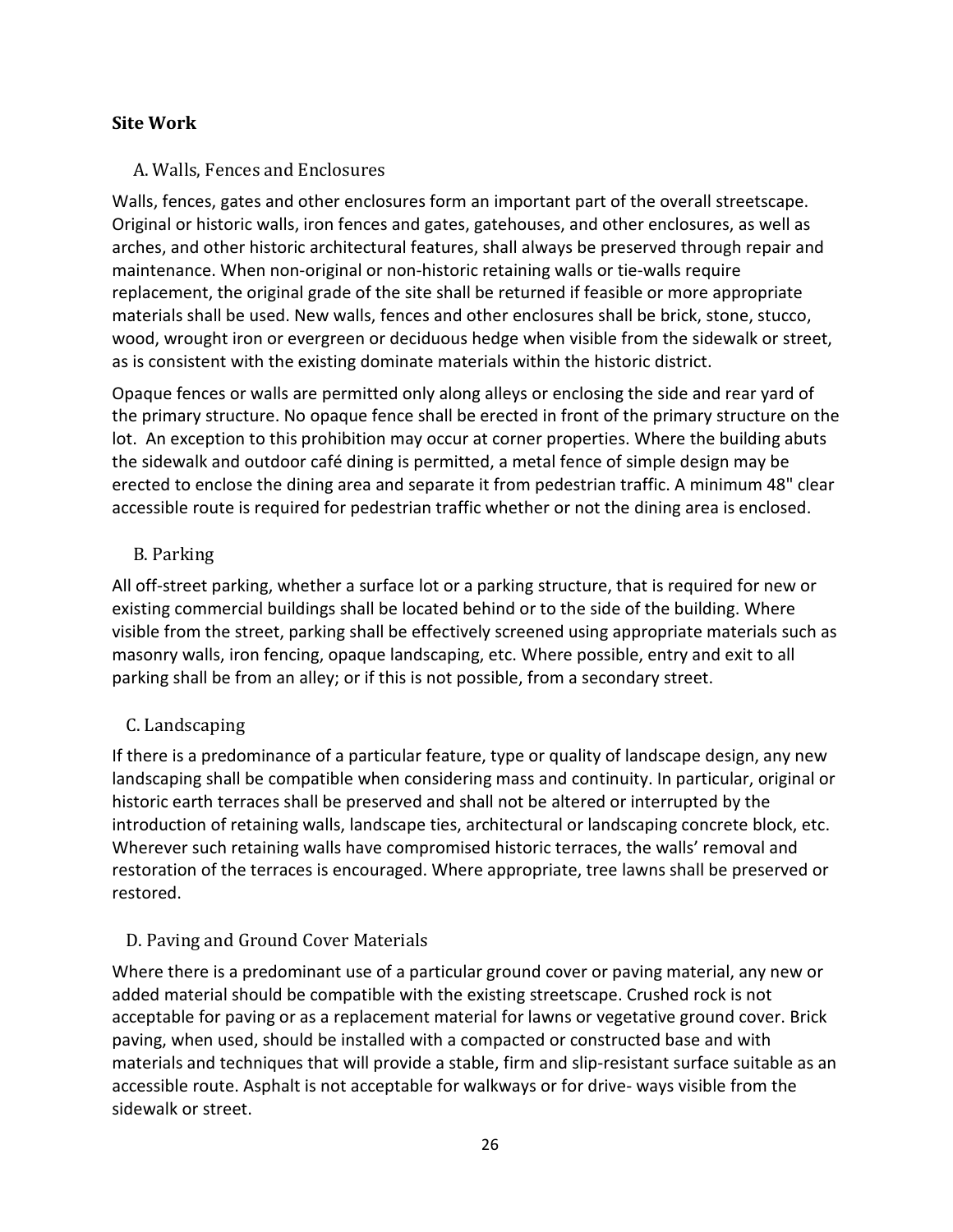## Site Work

### A. Walls, Fences and Enclosures

Walls, fences, gates and other enclosures form an important part of the overall streetscape. Original or historic walls, iron fences and gates, gatehouses, and other enclosures, as well as arches, and other historic architectural features, shall always be preserved through repair and maintenance. When non-original or non-historic retaining walls or tie-walls require replacement, the original grade of the site shall be returned if feasible or more appropriate materials shall be used. New walls, fences and other enclosures shall be brick, stone, stucco, wood, wrought iron or evergreen or deciduous hedge when visible from the sidewalk or street, as is consistent with the existing dominate materials within the historic district.

Opaque fences or walls are permitted only along alleys or enclosing the side and rear yard of the primary structure. No opaque fence shall be erected in front of the primary structure on the lot. An exception to this prohibition may occur at corner properties. Where the building abuts the sidewalk and outdoor café dining is permitted, a metal fence of simple design may be erected to enclose the dining area and separate it from pedestrian traffic. A minimum 48" clear accessible route is required for pedestrian traffic whether or not the dining area is enclosed.

### B. Parking

All off-street parking, whether a surface lot or a parking structure, that is required for new or existing commercial buildings shall be located behind or to the side of the building. Where visible from the street, parking shall be effectively screened using appropriate materials such as masonry walls, iron fencing, opaque landscaping, etc. Where possible, entry and exit to all parking shall be from an alley; or if this is not possible, from a secondary street.

### C. Landscaping

If there is a predominance of a particular feature, type or quality of landscape design, any new landscaping shall be compatible when considering mass and continuity. In particular, original or historic earth terraces shall be preserved and shall not be altered or interrupted by the introduction of retaining walls, landscape ties, architectural or landscaping concrete block, etc. Wherever such retaining walls have compromised historic terraces, the walls' removal and restoration of the terraces is encouraged. Where appropriate, tree lawns shall be preserved or restored.

### D. Paving and Ground Cover Materials

Where there is a predominant use of a particular ground cover or paving material, any new or added material should be compatible with the existing streetscape. Crushed rock is not acceptable for paving or as a replacement material for lawns or vegetative ground cover. Brick paving, when used, should be installed with a compacted or constructed base and with materials and techniques that will provide a stable, firm and slip-resistant surface suitable as an accessible route. Asphalt is not acceptable for walkways or for drive- ways visible from the sidewalk or street.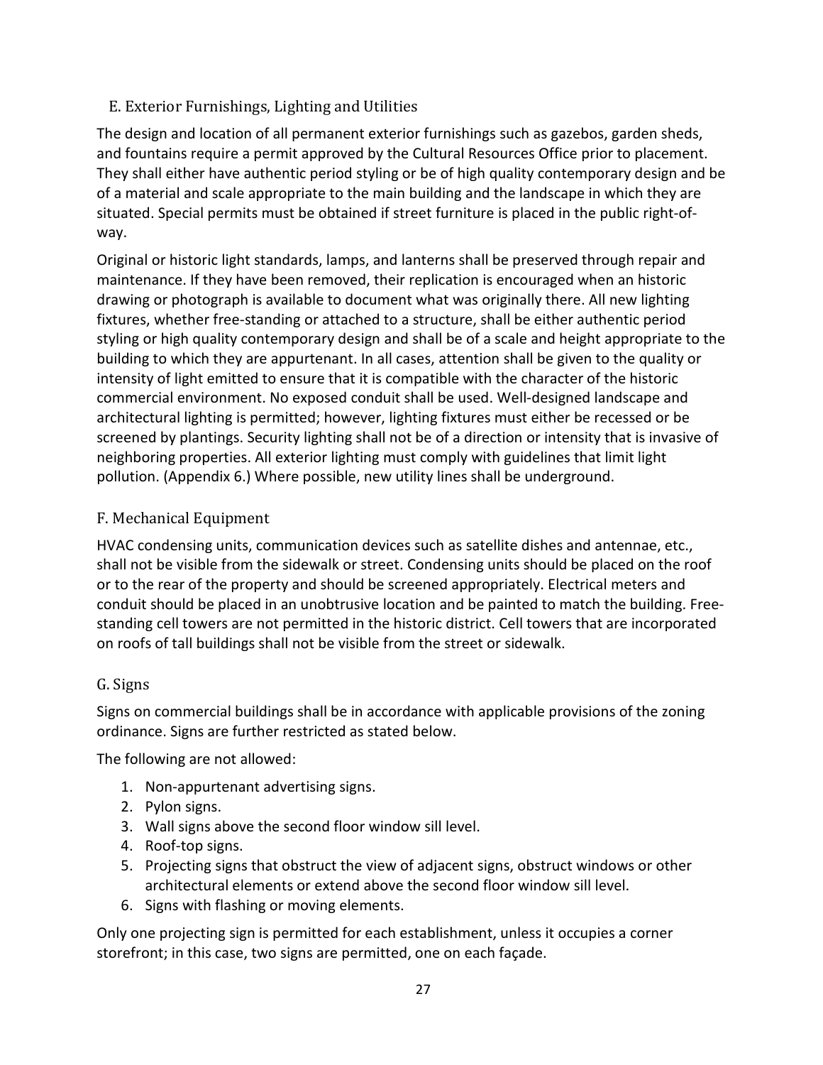### E. Exterior Furnishings, Lighting and Utilities

The design and location of all permanent exterior furnishings such as gazebos, garden sheds, and fountains require a permit approved by the Cultural Resources Office prior to placement. They shall either have authentic period styling or be of high quality contemporary design and be of a material and scale appropriate to the main building and the landscape in which they are situated. Special permits must be obtained if street furniture is placed in the public right-of-way.

Original or historic light standards, lamps, and lanterns shall be preserved through repair and maintenance. If they have been removed, their replication is encouraged when an historic drawing or photograph is available to document what was originally there. All new lighting fixtures, whether free-standing or attached to a structure, shall be either authentic period styling or high quality contemporary design and shall be of a scale and height appropriate to the building to which they are appurtenant. In all cases, attention shall be given to the quality or intensity of light emitted to ensure that it is compatible with the character of the historic commercial environment. No exposed conduit shall be used. Well-designed landscape and architectural lighting is permitted; however, lighting fixtures must either be recessed or be screened by plantings. Security lighting shall not be of a direction or intensity that is invasive of neighboring properties. All exterior lighting must comply with guidelines that limit light pollution. (Appendix 6.) Where possible, new utility lines shall be underground.

### F. Mechanical Equipment

HVAC condensing units, communication devices such as satellite dishes and antennae, etc., shall not be visible from the sidewalk or street. Condensing units should be placed on the roof or to the rear of the property and should be screened appropriately. Electrical meters and conduit should be placed in an unobtrusive location and be painted to match the building. Free-standing cell towers are not permitted in the historic district. Cell towers that are incorporated on roofs of tall buildings shall not be visible from the street or sidewalk.

### G. Signs

Signs on commercial buildings shall be in accordance with applicable provisions of the zoning ordinance. Signs are further restricted as stated below.

The following are not allowed:

1. Non-appurtenant advertising signs.
2. Pylon signs.
3. Wall signs above the second floor window sill level.
4. Roof-top signs.
5. Projecting signs that obstruct the view of adjacent signs, obstruct windows or other architectural elements or extend above the second floor window sill level.
6. Signs with flashing or moving elements.

Only one projecting sign is permitted for each establishment, unless it occupies a corner storefront; in this case, two signs are permitted, one on each façade.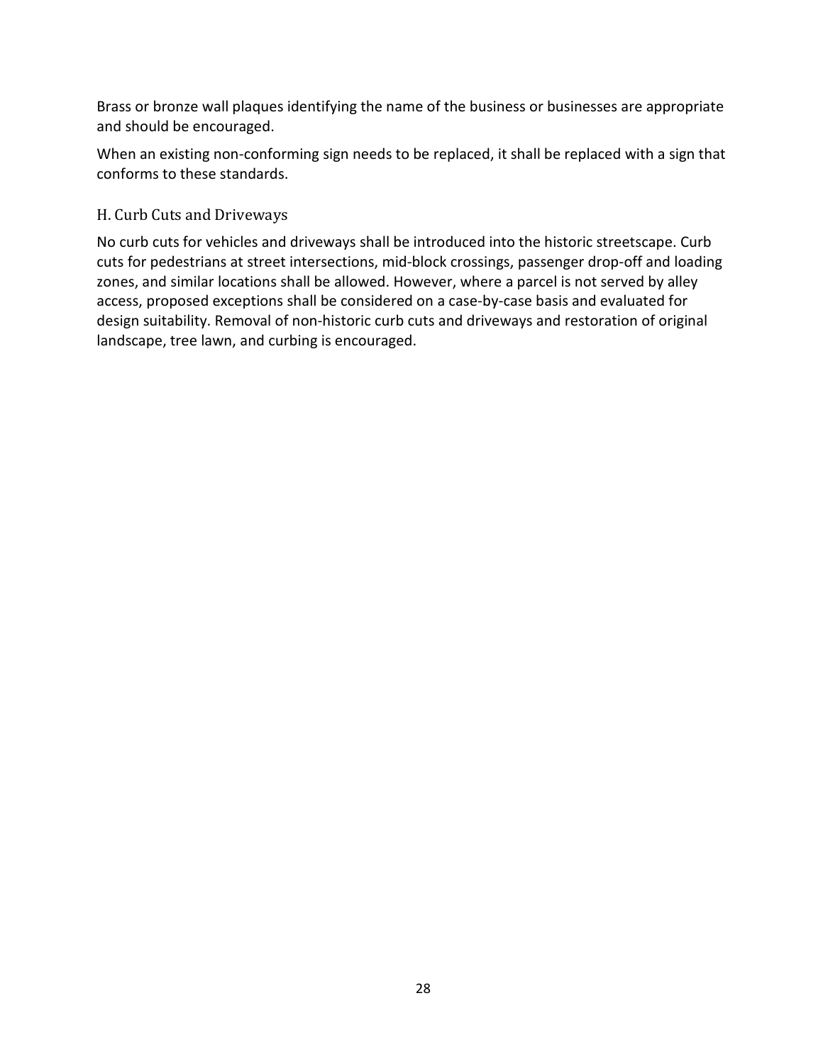Brass or bronze wall plaques identifying the name of the business or businesses are appropriate and should be encouraged.

When an existing non-conforming sign needs to be replaced, it shall be replaced with a sign that conforms to these standards.

### H. Curb Cuts and Driveways

No curb cuts for vehicles and driveways shall be introduced into the historic streetscape. Curb cuts for pedestrians at street intersections, mid-block crossings, passenger drop-off and loading zones, and similar locations shall be allowed. However, where a parcel is not served by alley access, proposed exceptions shall be considered on a case-by-case basis and evaluated for design suitability. Removal of non-historic curb cuts and driveways and restoration of original landscape, tree lawn, and curbing is encouraged.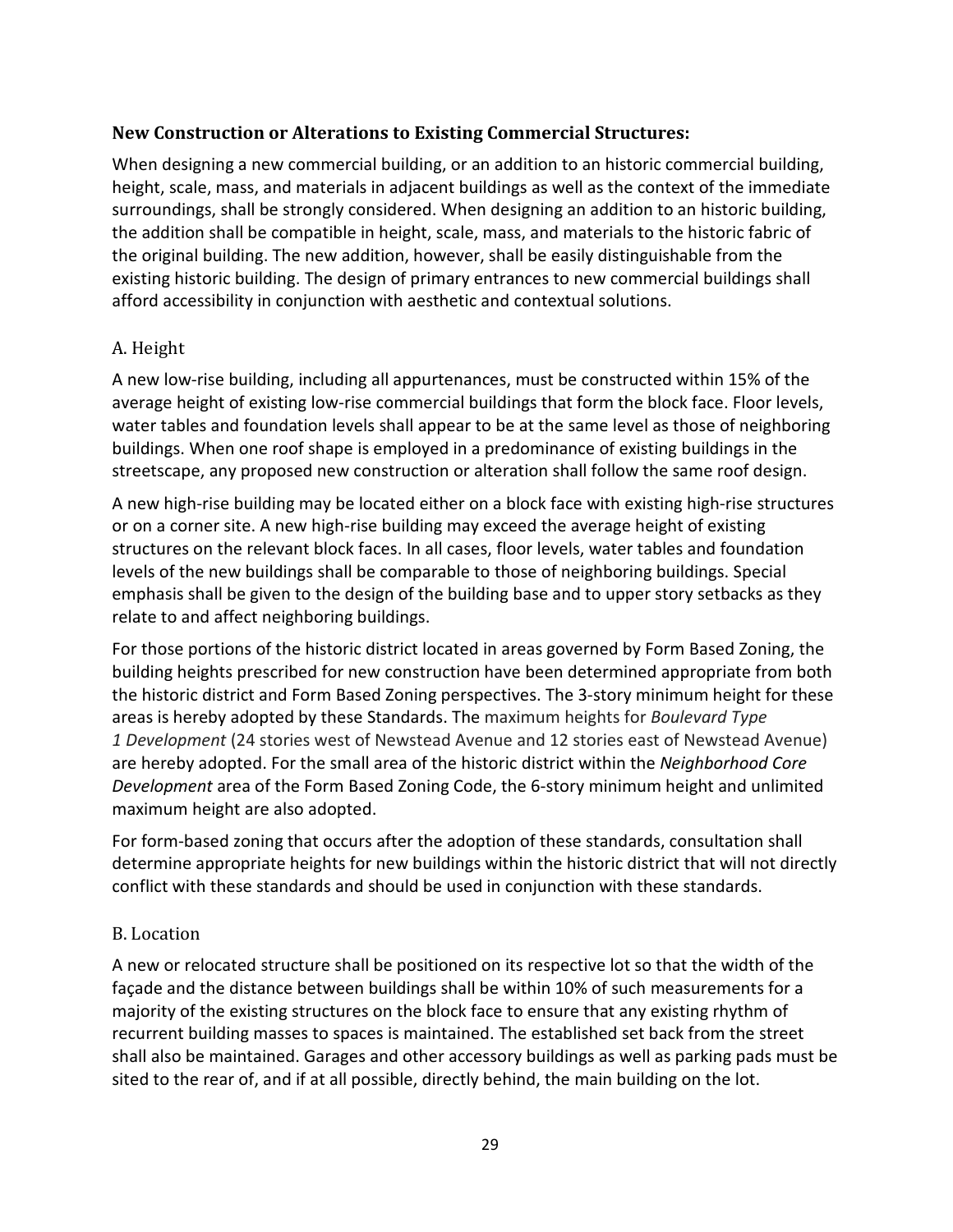## New Construction or Alterations to Existing Commercial Structures:

When designing a new commercial building, or an addition to an historic commercial building, height, scale, mass, and materials in adjacent buildings as well as the context of the immediate surroundings, shall be strongly considered. When designing an addition to an historic building, the addition shall be compatible in height, scale, mass, and materials to the historic fabric of the original building. The new addition, however, shall be easily distinguishable from the existing historic building. The design of primary entrances to new commercial buildings shall afford accessibility in conjunction with aesthetic and contextual solutions.

### A. Height

A new low-rise building, including all appurtenances, must be constructed within 15% of the average height of existing low-rise commercial buildings that form the block face. Floor levels, water tables and foundation levels shall appear to be at the same level as those of neighboring buildings. When one roof shape is employed in a predominance of existing buildings in the streetscape, any proposed new construction or alteration shall follow the same roof design.

A new high-rise building may be located either on a block face with existing high-rise structures or on a corner site. A new high-rise building may exceed the average height of existing structures on the relevant block faces. In all cases, floor levels, water tables and foundation levels of the new buildings shall be comparable to those of neighboring buildings. Special emphasis shall be given to the design of the building base and to upper story setbacks as they relate to and affect neighboring buildings.

For those portions of the historic district located in areas governed by Form Based Zoning, the building heights prescribed for new construction have been determined appropriate from both the historic district and Form Based Zoning perspectives. The 3-story minimum height for these areas is hereby adopted by these Standards. The maximum heights for *Boulevard Type 1 Development* (24 stories west of Newstead Avenue and 12 stories east of Newstead Avenue) are hereby adopted. For the small area of the historic district within the *Neighborhood Core Development* area of the Form Based Zoning Code, the 6-story minimum height and unlimited maximum height are also adopted.

For form-based zoning that occurs after the adoption of these standards, consultation shall determine appropriate heights for new buildings within the historic district that will not directly conflict with these standards and should be used in conjunction with these standards.

### B. Location

A new or relocated structure shall be positioned on its respective lot so that the width of the façade and the distance between buildings shall be within 10% of such measurements for a majority of the existing structures on the block face to ensure that any existing rhythm of recurrent building masses to spaces is maintained. The established set back from the street shall also be maintained. Garages and other accessory buildings as well as parking pads must be sited to the rear of, and if at all possible, directly behind, the main building on the lot.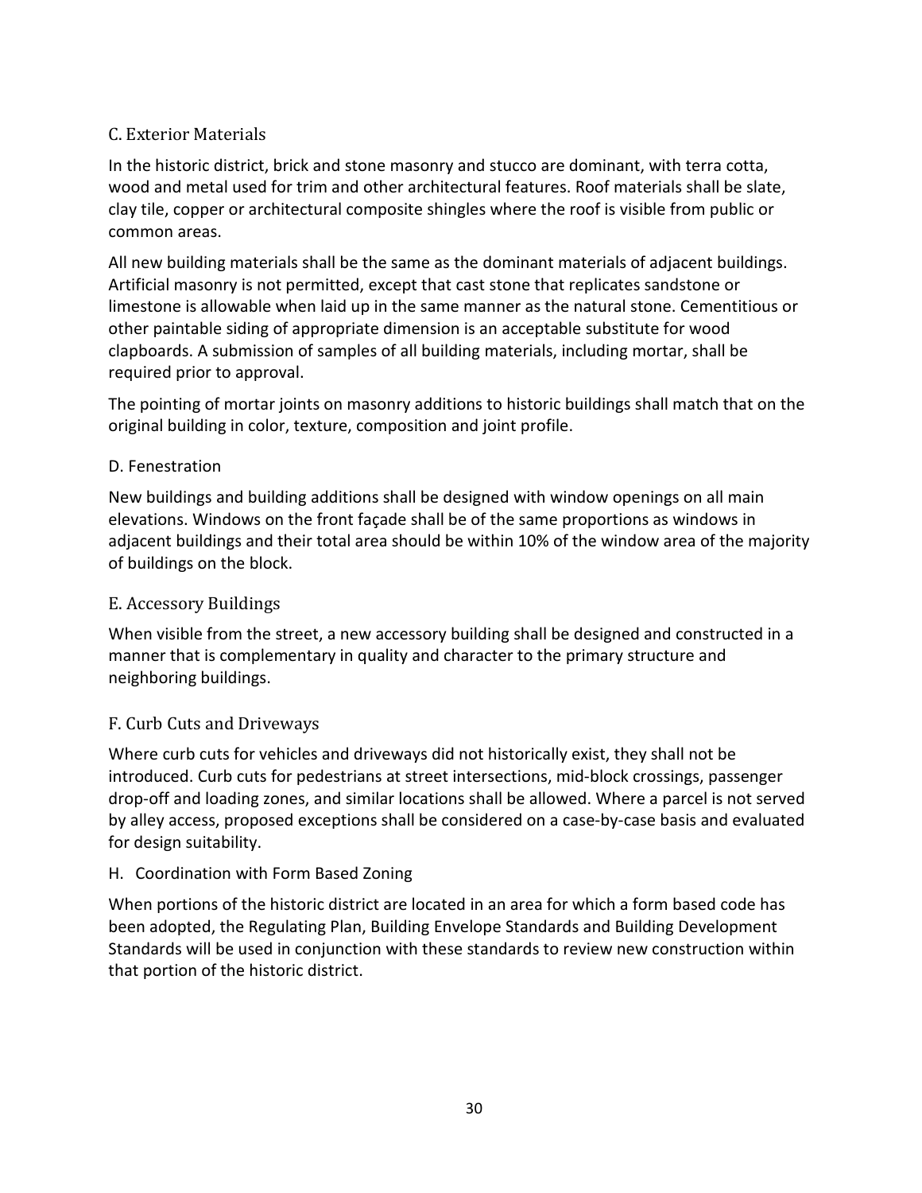### C. Exterior Materials

In the historic district, brick and stone masonry and stucco are dominant, with terra cotta, wood and metal used for trim and other architectural features. Roof materials shall be slate, clay tile, copper or architectural composite shingles where the roof is visible from public or common areas.

All new building materials shall be the same as the dominant materials of adjacent buildings. Artificial masonry is not permitted, except that cast stone that replicates sandstone or limestone is allowable when laid up in the same manner as the natural stone. Cementitious or other paintable siding of appropriate dimension is an acceptable substitute for wood clapboards. A submission of samples of all building materials, including mortar, shall be required prior to approval.

The pointing of mortar joints on masonry additions to historic buildings shall match that on the original building in color, texture, composition and joint profile.

### D. Fenestration

New buildings and building additions shall be designed with window openings on all main elevations. Windows on the front façade shall be of the same proportions as windows in adjacent buildings and their total area should be within 10% of the window area of the majority of buildings on the block.

### E. Accessory Buildings

When visible from the street, a new accessory building shall be designed and constructed in a manner that is complementary in quality and character to the primary structure and neighboring buildings.

### F. Curb Cuts and Driveways

Where curb cuts for vehicles and driveways did not historically exist, they shall not be introduced. Curb cuts for pedestrians at street intersections, mid-block crossings, passenger drop-off and loading zones, and similar locations shall be allowed. Where a parcel is not served by alley access, proposed exceptions shall be considered on a case-by-case basis and evaluated for design suitability.

### H. Coordination with Form Based Zoning

When portions of the historic district are located in an area for which a form based code has been adopted, the Regulating Plan, Building Envelope Standards and Building Development Standards will be used in conjunction with these standards to review new construction within that portion of the historic district.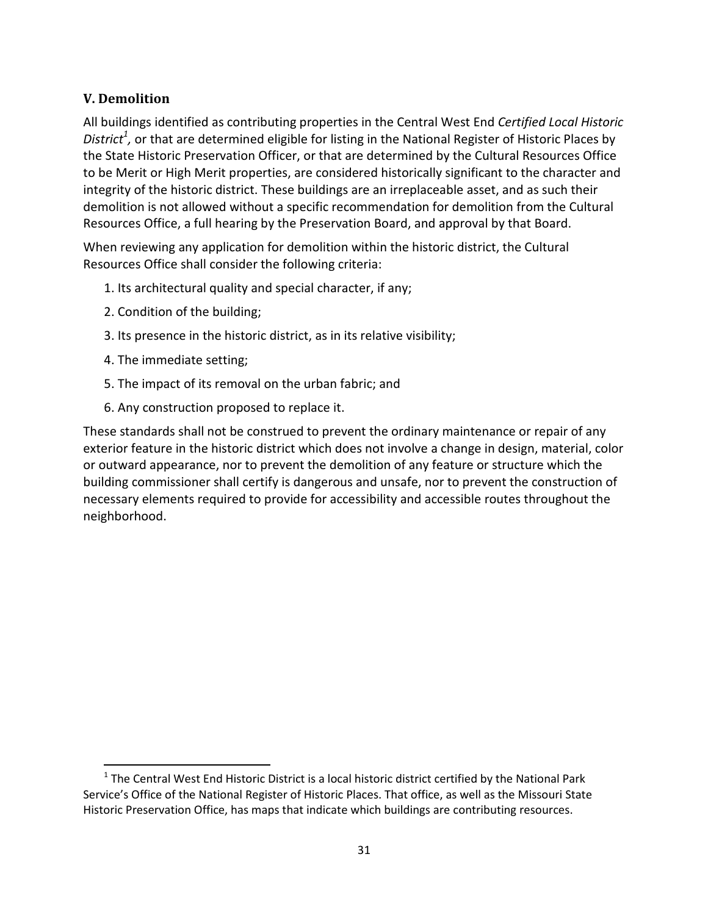## V. Demolition

All buildings identified as contributing properties in the Central West End *Certified Local Historic District*[1]*,* or that are determined eligible for listing in the National Register of Historic Places by the State Historic Preservation Officer, or that are determined by the Cultural Resources Office to be Merit or High Merit properties, are considered historically significant to the character and integrity of the historic district. These buildings are an irreplaceable asset, and as such their demolition is not allowed without a specific recommendation for demolition from the Cultural Resources Office, a full hearing by the Preservation Board, and approval by that Board.

When reviewing any application for demolition within the historic district, the Cultural Resources Office shall consider the following criteria:

1. Its architectural quality and special character, if any;
2. Condition of the building;
3. Its presence in the historic district, as in its relative visibility;
4. The immediate setting;
5. The impact of its removal on the urban fabric; and
6. Any construction proposed to replace it.

These standards shall not be construed to prevent the ordinary maintenance or repair of any exterior feature in the historic district which does not involve a change in design, material, color or outward appearance, nor to prevent the demolition of any feature or structure which the building commissioner shall certify is dangerous and unsafe, nor to prevent the construction of necessary elements required to provide for accessibility and accessible routes throughout the neighborhood.

---

[1] The Central West End Historic District is a local historic district certified by the National Park Service's Office of the National Register of Historic Places. That office, as well as the Missouri State Historic Preservation Office, has maps that indicate which buildings are contributing resources.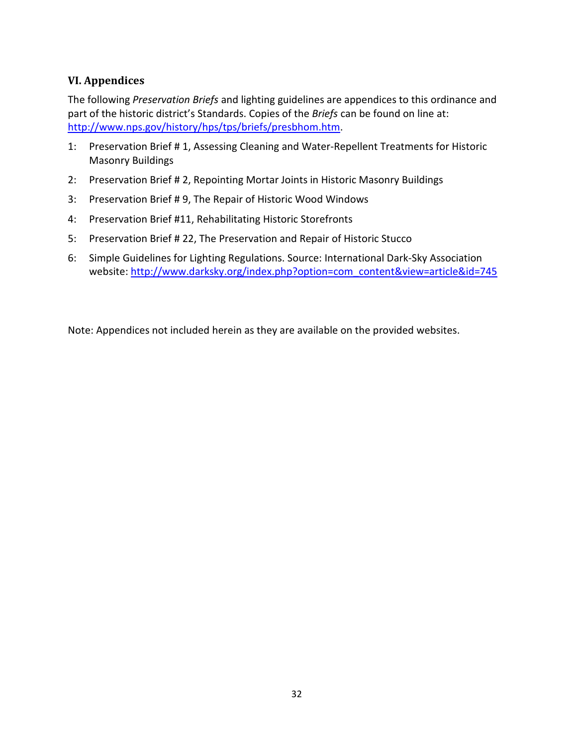## VI. Appendices

The following *Preservation Briefs* and lighting guidelines are appendices to this ordinance and part of the historic district's Standards. Copies of the *Briefs* can be found on line at: [http://www.nps.gov/history/hps/tps/briefs/presbhom.htm](http://www.nps.gov/history/hps/tps/briefs/presbhom.htm).

1: Preservation Brief # 1, Assessing Cleaning and Water-Repellent Treatments for Historic Masonry Buildings

2: Preservation Brief # 2, Repointing Mortar Joints in Historic Masonry Buildings

3: Preservation Brief # 9, The Repair of Historic Wood Windows

4: Preservation Brief #11, Rehabilitating Historic Storefronts

5: Preservation Brief # 22, The Preservation and Repair of Historic Stucco

6: Simple Guidelines for Lighting Regulations. Source: International Dark-Sky Association website: [http://www.darksky.org/index.php?option=com_content&view=article&id=745](http://www.darksky.org/index.php?option=com_content&view=article&id=745)

Note: Appendices not included herein as they are available on the provided websites.